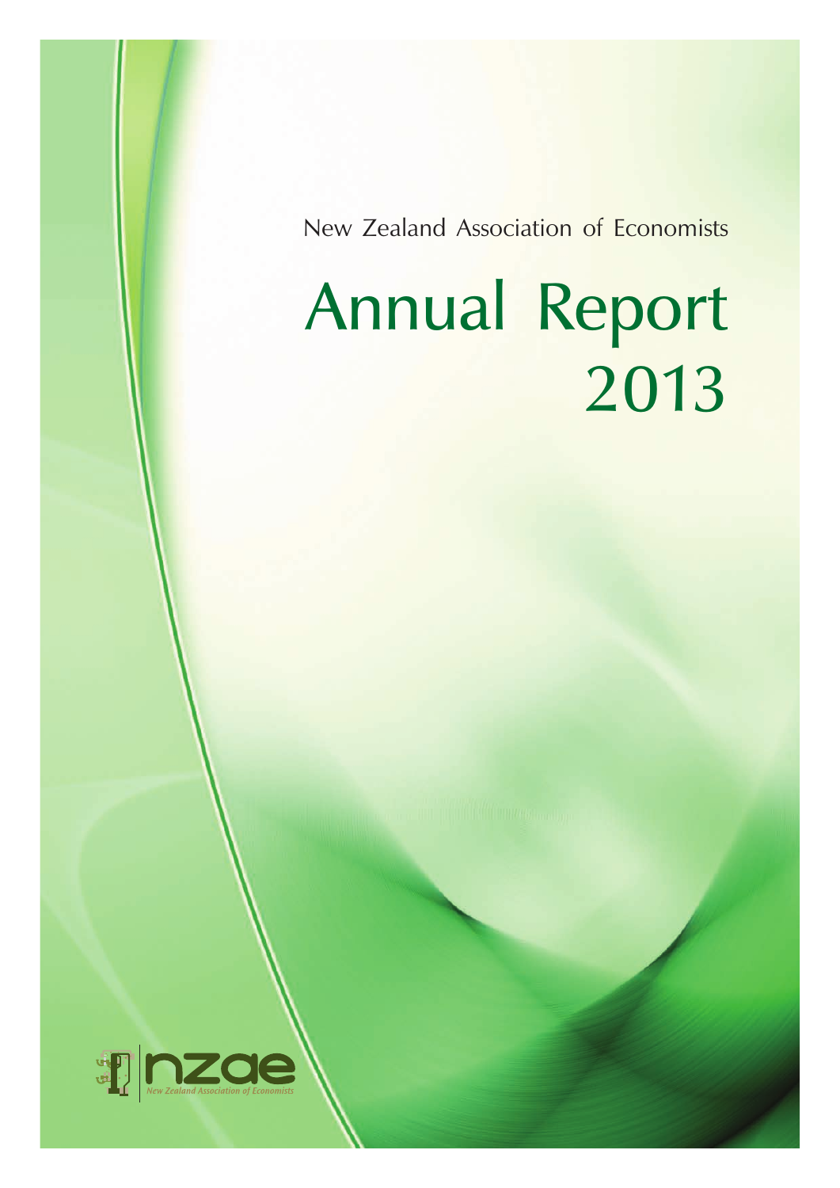New Zealand Association of Economists

# Annual Report 2013

nzae

New Zealand Association of Economists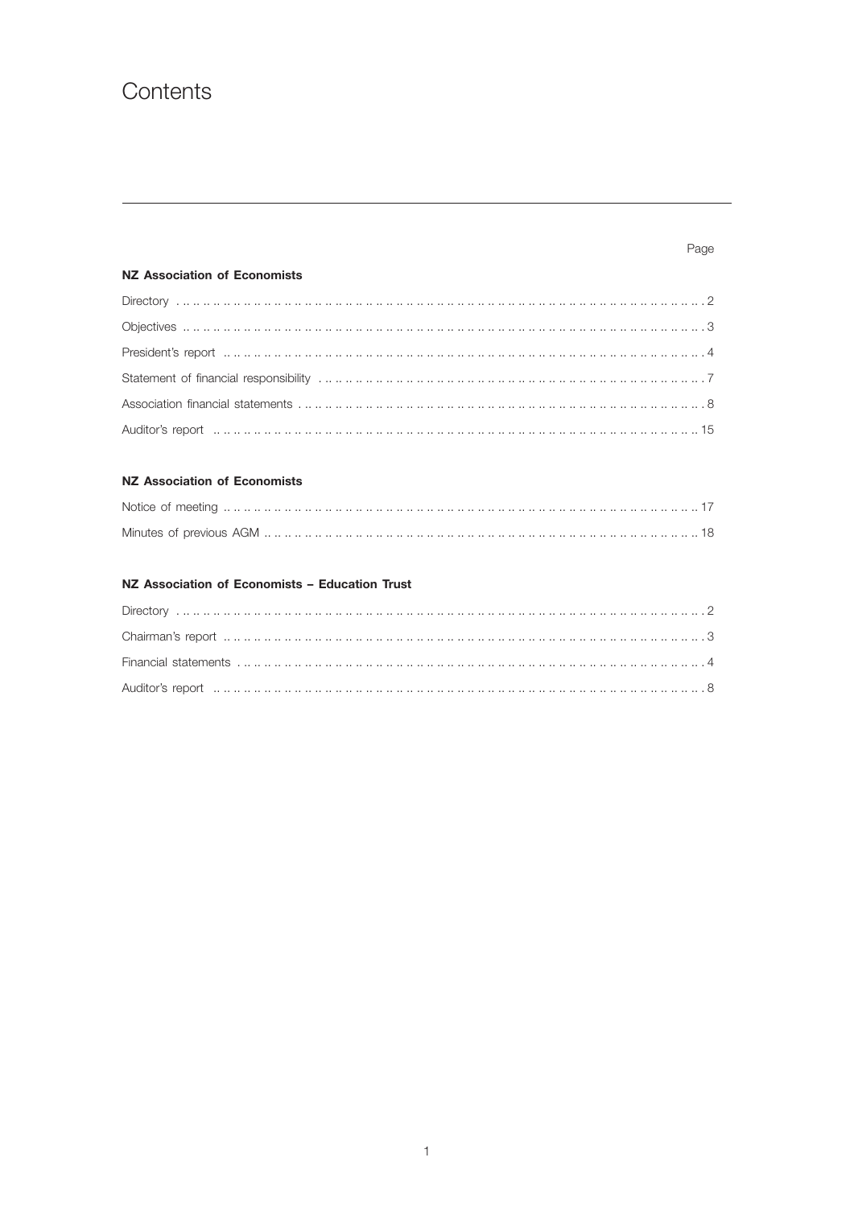# Contents

| | Page |
|---|---|
| **NZ Association of Economists** | |
| Directory | 2 |
| Objectives | 3 |
| President's report | 4 |
| Statement of financial responsibility | 7 |
| Association financial statements | 8 |
| Auditor's report | 15 |
| **NZ Association of Economists** | |
| Notice of meeting | 17 |
| Minutes of previous AGM | 18 |
| **NZ Association of Economists – Education Trust** | |
| Directory | 2 |
| Chairman's report | 3 |
| Financial statements | 4 |
| Auditor's report | 8 |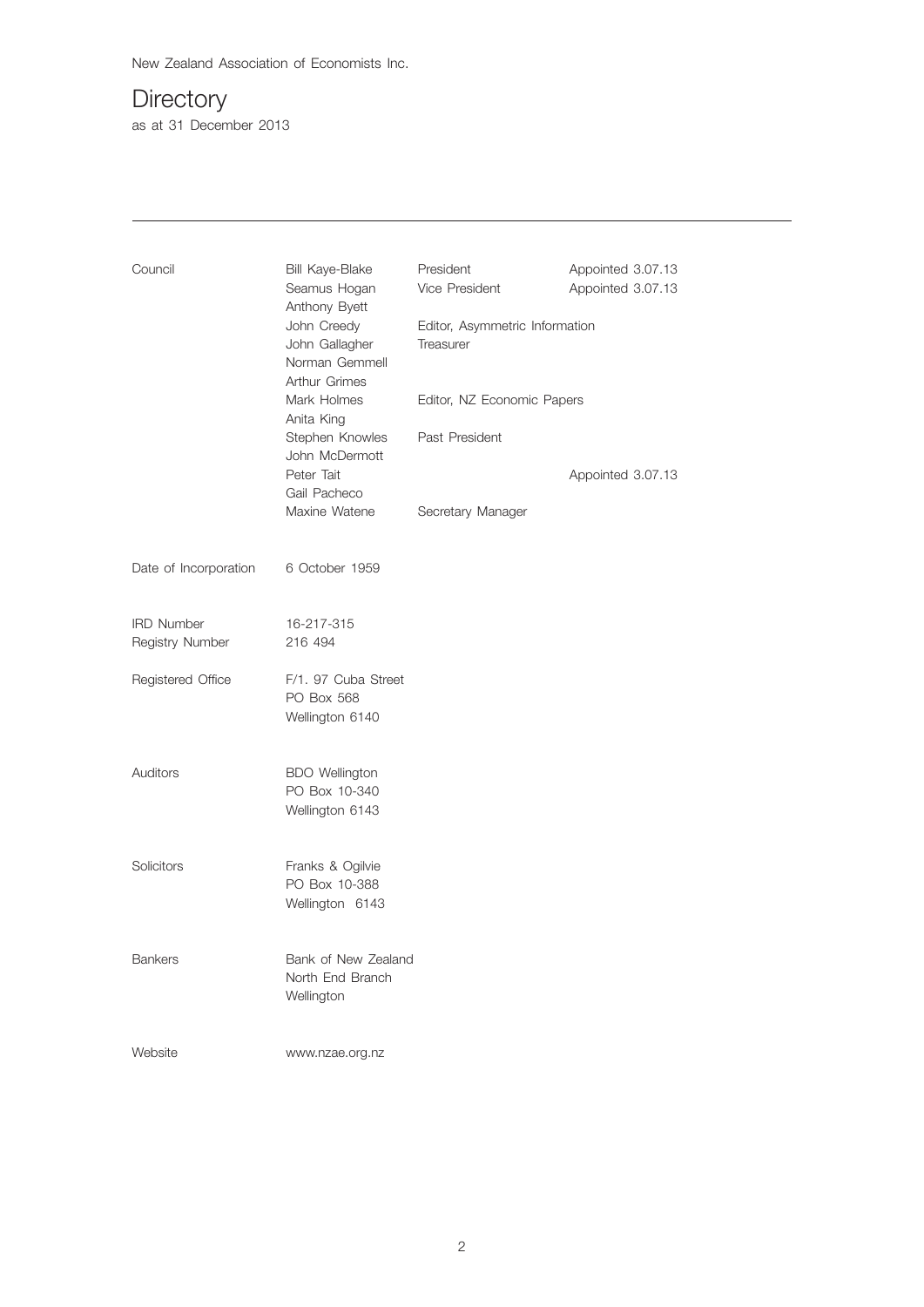New Zealand Association of Economists Inc.

# Directory

as at 31 December 2013

| | | | |
|---|---|---|---|
| Council | Bill Kaye-Blake | President | Appointed 3.07.13 |
| | Seamus Hogan | Vice President | Appointed 3.07.13 |
| | Anthony Byett | | |
| | John Creedy | Editor, Asymmetric Information | |
| | John Gallagher | Treasurer | |
| | Norman Gemmell | | |
| | Arthur Grimes | | |
| | Mark Holmes | Editor, NZ Economic Papers | |
| | Anita King | | |
| | Stephen Knowles | Past President | |
| | John McDermott | | |
| | Peter Tait | | Appointed 3.07.13 |
| | Gail Pacheco | | |
| | Maxine Watene | Secretary Manager | |
| Date of Incorporation | 6 October 1959 | | |
| IRD Number | 16-217-315 | | |
| Registry Number | 216 494 | | |
| Registered Office | F/1. 97 Cuba Street<br>PO Box 568<br>Wellington 6140 | | |
| Auditors | BDO Wellington<br>PO Box 10-340<br>Wellington 6143 | | |
| Solicitors | Franks & Ogilvie<br>PO Box 10-388<br>Wellington 6143 | | |
| Bankers | Bank of New Zealand<br>North End Branch<br>Wellington | | |
| Website | www.nzae.org.nz | | |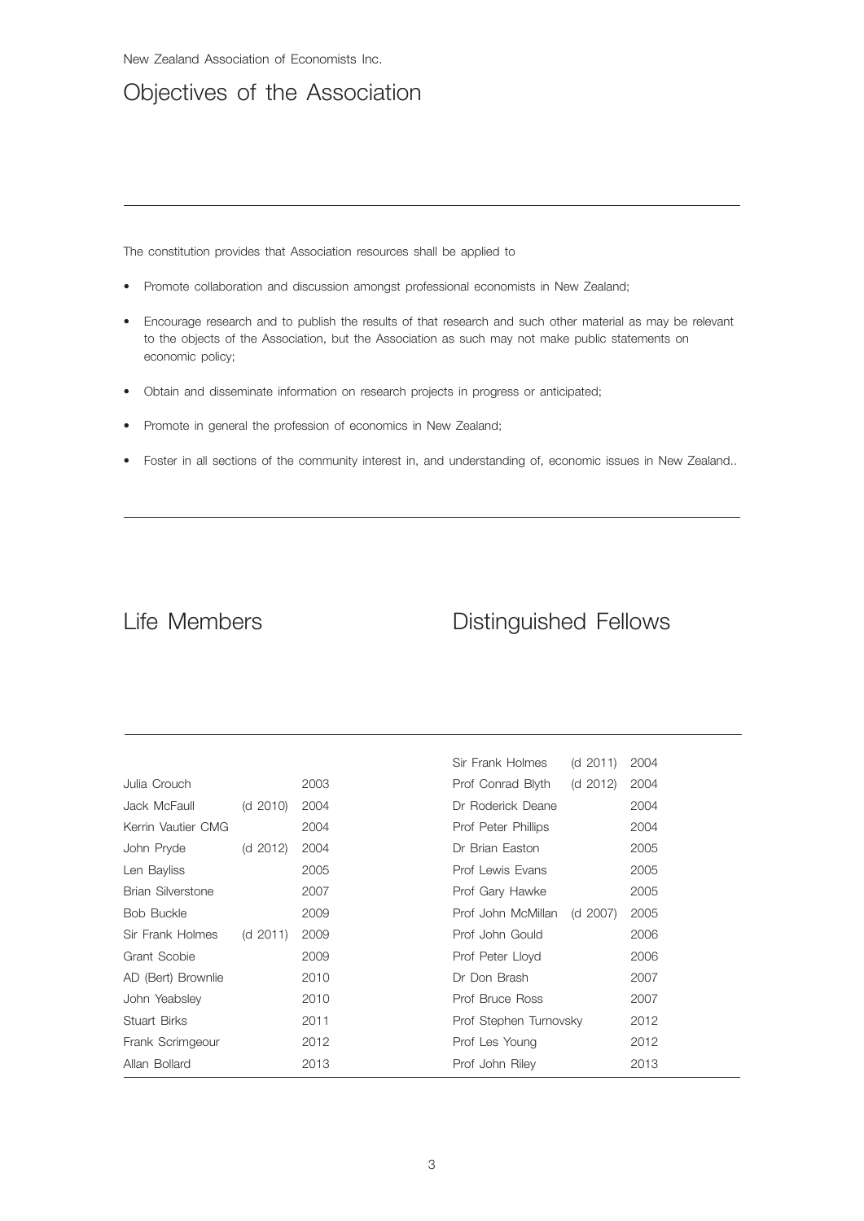New Zealand Association of Economists Inc.

# Objectives of the Association

The constitution provides that Association resources shall be applied to

- Promote collaboration and discussion amongst professional economists in New Zealand;
- Encourage research and to publish the results of that research and such other material as may be relevant to the objects of the Association, but the Association as such may not make public statements on economic policy;
- Obtain and disseminate information on research projects in progress or anticipated;
- Promote in general the profession of economics in New Zealand;
- Foster in all sections of the community interest in, and understanding of, economic issues in New Zealand..

## Life Members

| Name | | Year |
|---|---|---|
| Julia Crouch | | 2003 |
| Jack McFaull | (d 2010) | 2004 |
| Kerrin Vautier CMG | | 2004 |
| John Pryde | (d 2012) | 2004 |
| Len Bayliss | | 2005 |
| Brian Silverstone | | 2007 |
| Bob Buckle | | 2009 |
| Sir Frank Holmes | (d 2011) | 2009 |
| Grant Scobie | | 2009 |
| AD (Bert) Brownlie | | 2010 |
| John Yeabsley | | 2010 |
| Stuart Birks | | 2011 |
| Frank Scrimgeour | | 2012 |
| Allan Bollard | | 2013 |

## Distinguished Fellows

| Name | | Year |
|---|---|---|
| Sir Frank Holmes | (d 2011) | 2004 |
| Prof Conrad Blyth | (d 2012) | 2004 |
| Dr Roderick Deane | | 2004 |
| Prof Peter Phillips | | 2004 |
| Dr Brian Easton | | 2005 |
| Prof Lewis Evans | | 2005 |
| Prof Gary Hawke | | 2005 |
| Prof John McMillan | (d 2007) | 2005 |
| Prof John Gould | | 2006 |
| Prof Peter Lloyd | | 2006 |
| Dr Don Brash | | 2007 |
| Prof Bruce Ross | | 2007 |
| Prof Stephen Turnovsky | | 2012 |
| Prof Les Young | | 2012 |
| Prof John Riley | | 2013 |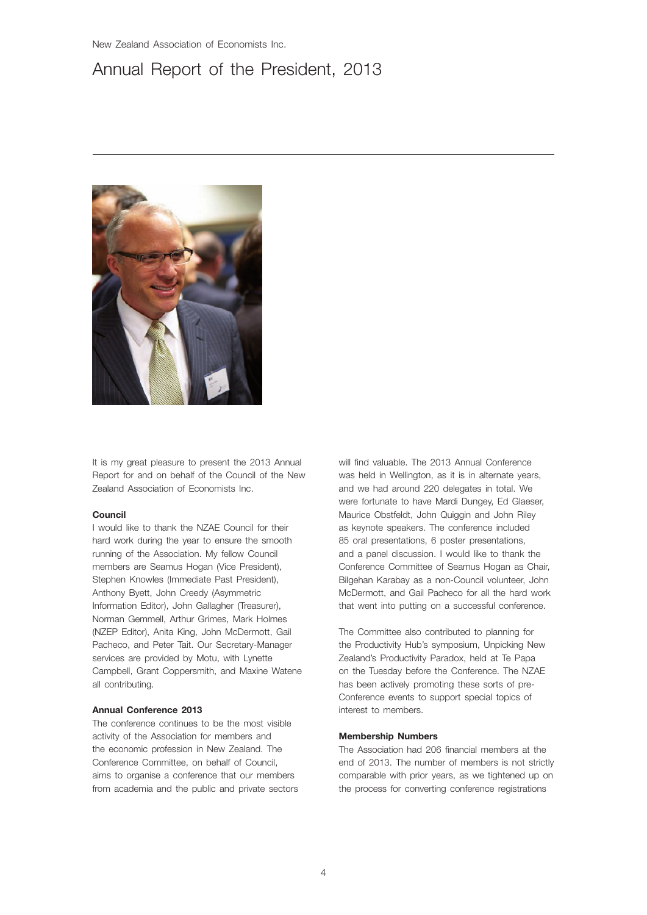# Annual Report of the President, 2013

It is my great pleasure to present the 2013 Annual Report for and on behalf of the Council of the New Zealand Association of Economists Inc.

**Council**

I would like to thank the NZAE Council for their hard work during the year to ensure the smooth running of the Association. My fellow Council members are Seamus Hogan (Vice President), Stephen Knowles (Immediate Past President), Anthony Byett, John Creedy (Asymmetric Information Editor), John Gallagher (Treasurer), Norman Gemmell, Arthur Grimes, Mark Holmes (NZEP Editor), Anita King, John McDermott, Gail Pacheco, and Peter Tait. Our Secretary-Manager services are provided by Motu, with Lynette Campbell, Grant Coppersmith, and Maxine Watene all contributing.

**Annual Conference 2013**

The conference continues to be the most visible activity of the Association for members and the economic profession in New Zealand. The Conference Committee, on behalf of Council, aims to organise a conference that our members from academia and the public and private sectors will find valuable. The 2013 Annual Conference was held in Wellington, as it is in alternate years, and we had around 220 delegates in total. We were fortunate to have Mardi Dungey, Ed Glaeser, Maurice Obstfeldt, John Quiggin and John Riley as keynote speakers. The conference included 85 oral presentations, 6 poster presentations, and a panel discussion. I would like to thank the Conference Committee of Seamus Hogan as Chair, Bilgehan Karabay as a non-Council volunteer, John McDermott, and Gail Pacheco for all the hard work that went into putting on a successful conference.

The Committee also contributed to planning for the Productivity Hub's symposium, Unpicking New Zealand's Productivity Paradox, held at Te Papa on the Tuesday before the Conference. The NZAE has been actively promoting these sorts of pre-Conference events to support special topics of interest to members.

**Membership Numbers**

The Association had 206 financial members at the end of 2013. The number of members is not strictly comparable with prior years, as we tightened up on the process for converting conference registrations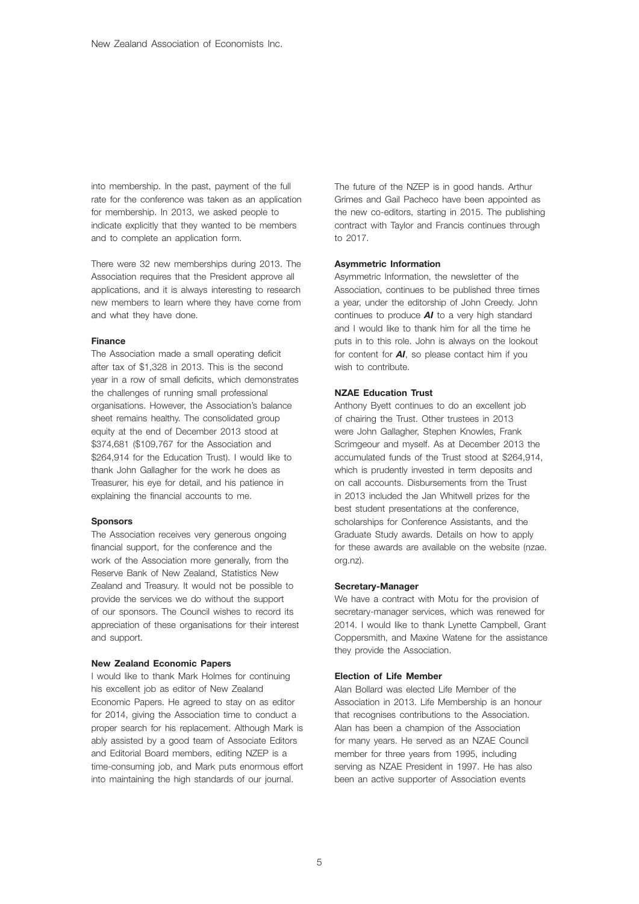into membership. In the past, payment of the full rate for the conference was taken as an application for membership. In 2013, we asked people to indicate explicitly that they wanted to be members and to complete an application form.

There were 32 new memberships during 2013. The Association requires that the President approve all applications, and it is always interesting to research new members to learn where they have come from and what they have done.

**Finance**

The Association made a small operating deficit after tax of $1,328 in 2013. This is the second year in a row of small deficits, which demonstrates the challenges of running small professional organisations. However, the Association's balance sheet remains healthy. The consolidated group equity at the end of December 2013 stood at $374,681 ($109,767 for the Association and $264,914 for the Education Trust). I would like to thank John Gallagher for the work he does as Treasurer, his eye for detail, and his patience in explaining the financial accounts to me.

**Sponsors**

The Association receives very generous ongoing financial support, for the conference and the work of the Association more generally, from the Reserve Bank of New Zealand, Statistics New Zealand and Treasury. It would not be possible to provide the services we do without the support of our sponsors. The Council wishes to record its appreciation of these organisations for their interest and support.

**New Zealand Economic Papers**

I would like to thank Mark Holmes for continuing his excellent job as editor of New Zealand Economic Papers. He agreed to stay on as editor for 2014, giving the Association time to conduct a proper search for his replacement. Although Mark is ably assisted by a good team of Associate Editors and Editorial Board members, editing NZEP is a time-consuming job, and Mark puts enormous effort into maintaining the high standards of our journal.

The future of the NZEP is in good hands. Arthur Grimes and Gail Pacheco have been appointed as the new co-editors, starting in 2015. The publishing contract with Taylor and Francis continues through to 2017.

**Asymmetric Information**

Asymmetric Information, the newsletter of the Association, continues to be published three times a year, under the editorship of John Creedy. John continues to produce ***AI*** to a very high standard and I would like to thank him for all the time he puts in to this role. John is always on the lookout for content for ***AI***, so please contact him if you wish to contribute.

**NZAE Education Trust**

Anthony Byett continues to do an excellent job of chairing the Trust. Other trustees in 2013 were John Gallagher, Stephen Knowles, Frank Scrimgeour and myself. As at December 2013 the accumulated funds of the Trust stood at $264,914, which is prudently invested in term deposits and on call accounts. Disbursements from the Trust in 2013 included the Jan Whitwell prizes for the best student presentations at the conference, scholarships for Conference Assistants, and the Graduate Study awards. Details on how to apply for these awards are available on the website (nzae.org.nz).

**Secretary-Manager**

We have a contract with Motu for the provision of secretary-manager services, which was renewed for 2014. I would like to thank Lynette Campbell, Grant Coppersmith, and Maxine Watene for the assistance they provide the Association.

**Election of Life Member**

Alan Bollard was elected Life Member of the Association in 2013. Life Membership is an honour that recognises contributions to the Association. Alan has been a champion of the Association for many years. He served as an NZAE Council member for three years from 1995, including serving as NZAE President in 1997. He has also been an active supporter of Association events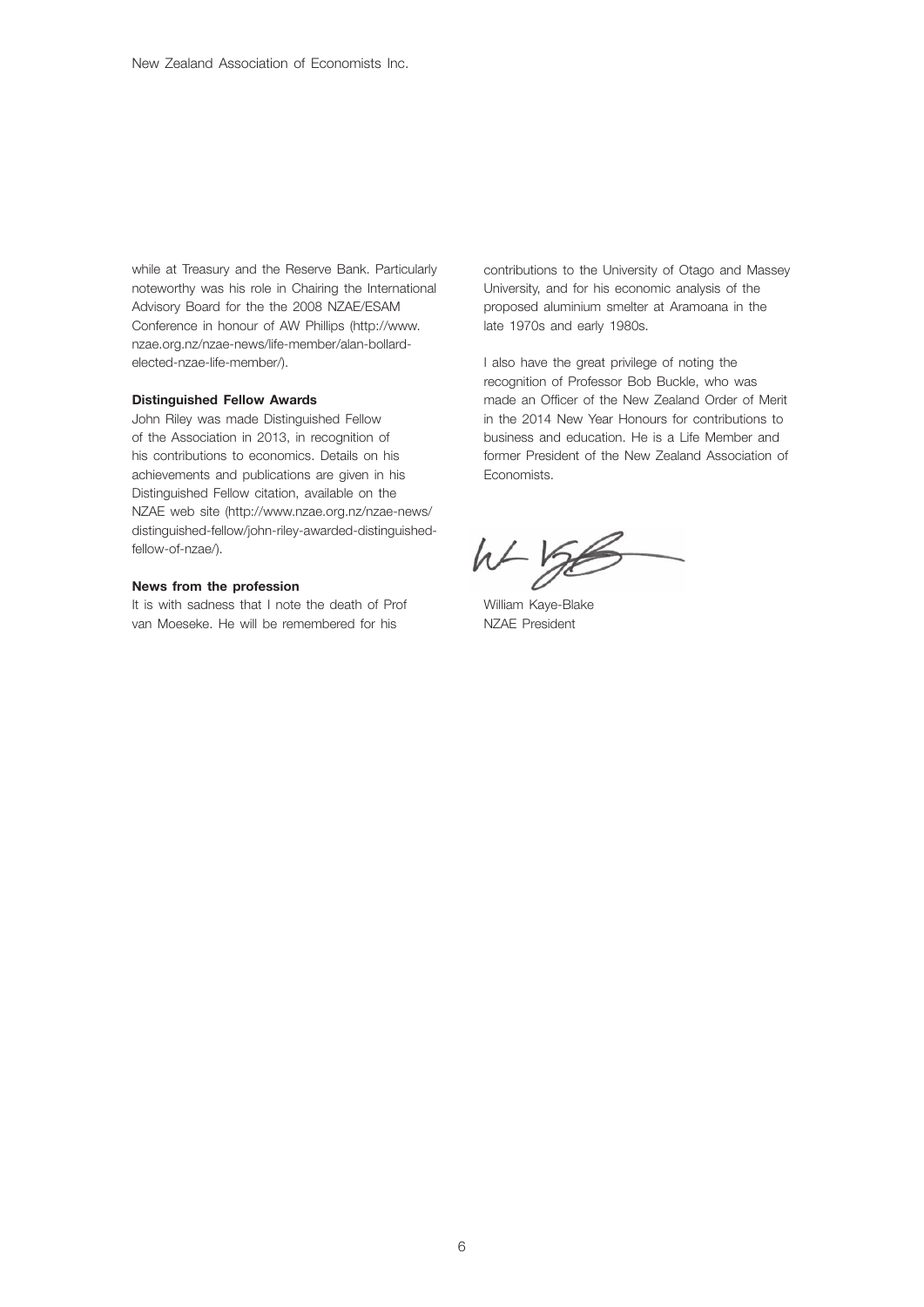while at Treasury and the Reserve Bank. Particularly noteworthy was his role in Chairing the International Advisory Board for the the 2008 NZAE/ESAM Conference in honour of AW Phillips (http://www.nzae.org.nz/nzae-news/life-member/alan-bollard-elected-nzae-life-member/).

**Distinguished Fellow Awards**

John Riley was made Distinguished Fellow of the Association in 2013, in recognition of his contributions to economics. Details on his achievements and publications are given in his Distinguished Fellow citation, available on the NZAE web site (http://www.nzae.org.nz/nzae-news/distinguished-fellow/john-riley-awarded-distinguished-fellow-of-nzae/).

**News from the profession**

It is with sadness that I note the death of Prof van Moeseke. He will be remembered for his contributions to the University of Otago and Massey University, and for his economic analysis of the proposed aluminium smelter at Aramoana in the late 1970s and early 1980s.

I also have the great privilege of noting the recognition of Professor Bob Buckle, who was made an Officer of the New Zealand Order of Merit in the 2014 New Year Honours for contributions to business and education. He is a Life Member and former President of the New Zealand Association of Economists.

William Kaye-Blake
NZAE President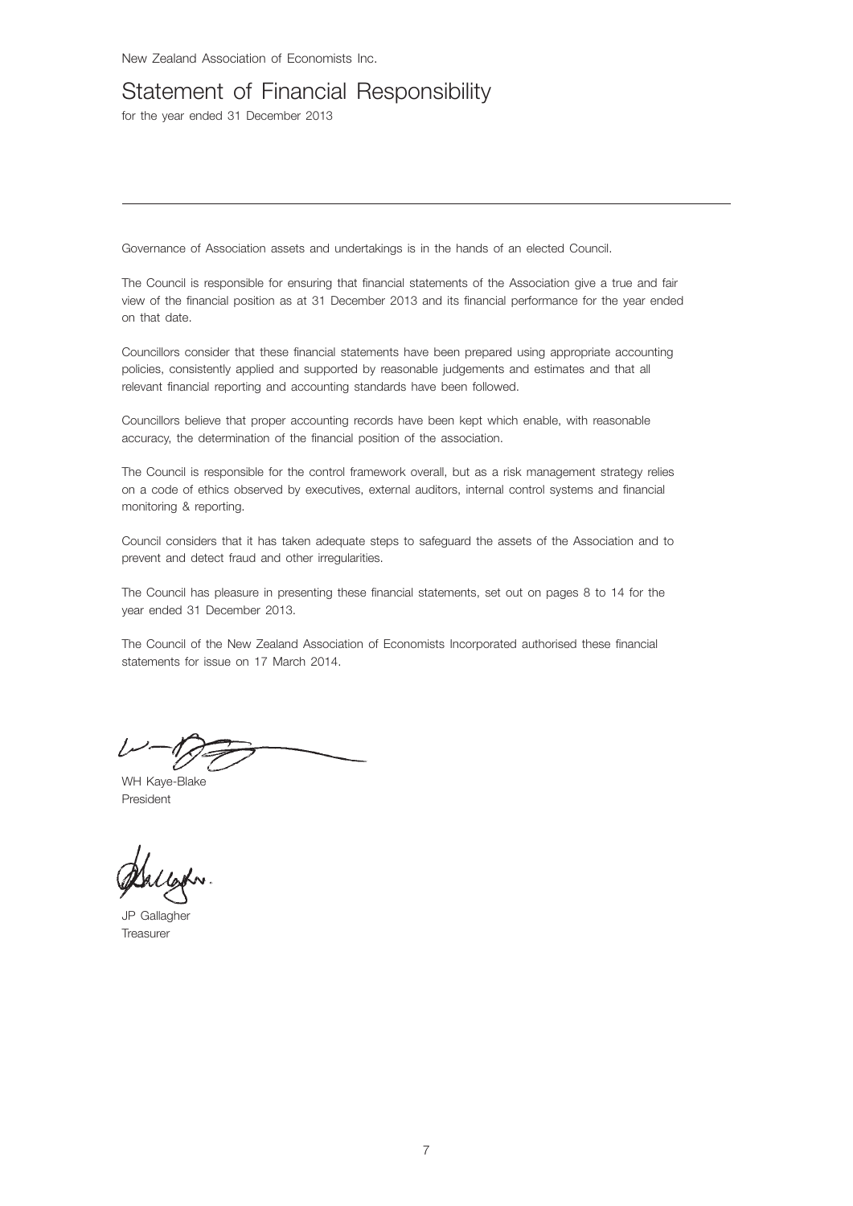New Zealand Association of Economists Inc.

# Statement of Financial Responsibility

for the year ended 31 December 2013

---

Governance of Association assets and undertakings is in the hands of an elected Council.

The Council is responsible for ensuring that financial statements of the Association give a true and fair view of the financial position as at 31 December 2013 and its financial performance for the year ended on that date.

Councillors consider that these financial statements have been prepared using appropriate accounting policies, consistently applied and supported by reasonable judgements and estimates and that all relevant financial reporting and accounting standards have been followed.

Councillors believe that proper accounting records have been kept which enable, with reasonable accuracy, the determination of the financial position of the association.

The Council is responsible for the control framework overall, but as a risk management strategy relies on a code of ethics observed by executives, external auditors, internal control systems and financial monitoring & reporting.

Council considers that it has taken adequate steps to safeguard the assets of the Association and to prevent and detect fraud and other irregularities.

The Council has pleasure in presenting these financial statements, set out on pages 8 to 14 for the year ended 31 December 2013.

The Council of the New Zealand Association of Economists Incorporated authorised these financial statements for issue on 17 March 2014.

WH Kaye-Blake
President

JP Gallagher
Treasurer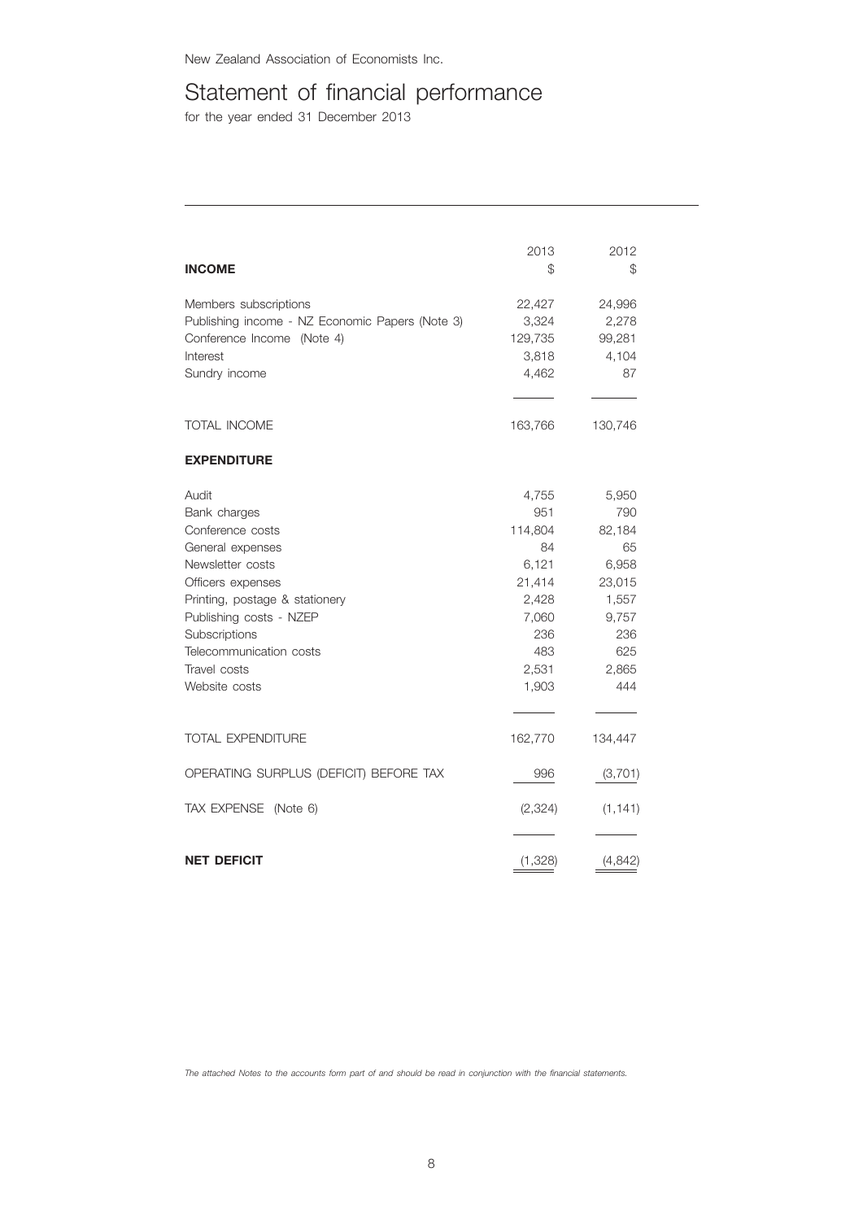New Zealand Association of Economists Inc.

# Statement of financial performance

for the year ended 31 December 2013

| | 2013 | 2012 |
|---|---|---|
| **INCOME** | $ | $ |
| Members subscriptions | 22,427 | 24,996 |
| Publishing income - NZ Economic Papers (Note 3) | 3,324 | 2,278 |
| Conference Income (Note 4) | 129,735 | 99,281 |
| Interest | 3,818 | 4,104 |
| Sundry income | 4,462 | 87 |
| TOTAL INCOME | 163,766 | 130,746 |
| **EXPENDITURE** | | |
| Audit | 4,755 | 5,950 |
| Bank charges | 951 | 790 |
| Conference costs | 114,804 | 82,184 |
| General expenses | 84 | 65 |
| Newsletter costs | 6,121 | 6,958 |
| Officers expenses | 21,414 | 23,015 |
| Printing, postage & stationery | 2,428 | 1,557 |
| Publishing costs - NZEP | 7,060 | 9,757 |
| Subscriptions | 236 | 236 |
| Telecommunication costs | 483 | 625 |
| Travel costs | 2,531 | 2,865 |
| Website costs | 1,903 | 444 |
| TOTAL EXPENDITURE | 162,770 | 134,447 |
| OPERATING SURPLUS (DEFICIT) BEFORE TAX | 996 | (3,701) |
| TAX EXPENSE (Note 6) | (2,324) | (1,141) |
| **NET DEFICIT** | (1,328) | (4,842) |

*The attached Notes to the accounts form part of and should be read in conjunction with the financial statements.*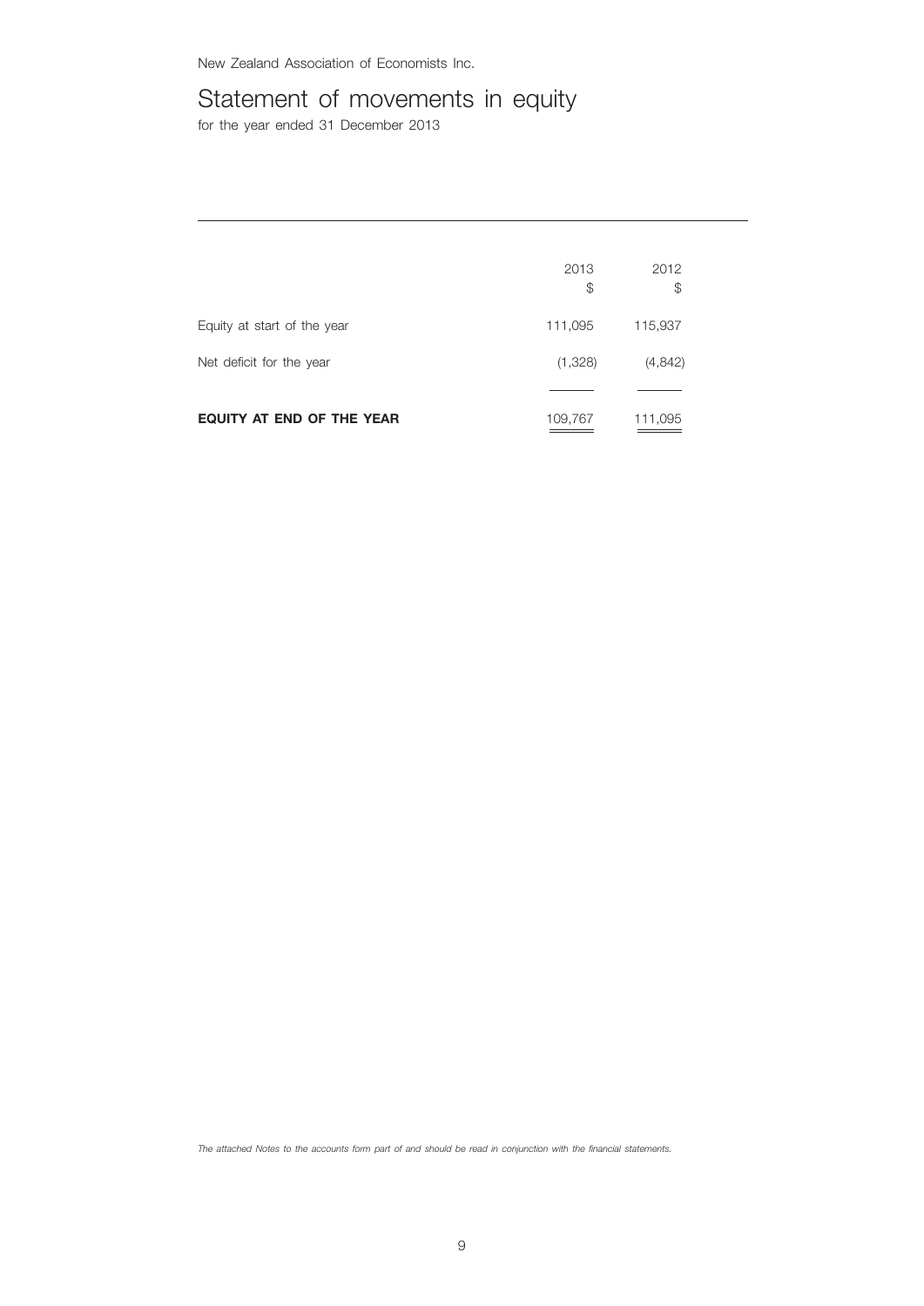New Zealand Association of Economists Inc.

# Statement of movements in equity

for the year ended 31 December 2013

| | 2013<br>$ | 2012<br>$ |
|---|---|---|
| Equity at start of the year | 111,095 | 115,937 |
| Net deficit for the year | (1,328) | (4,842) |
| **EQUITY AT END OF THE YEAR** | 109,767 | 111,095 |

*The attached Notes to the accounts form part of and should be read in conjunction with the financial statements.*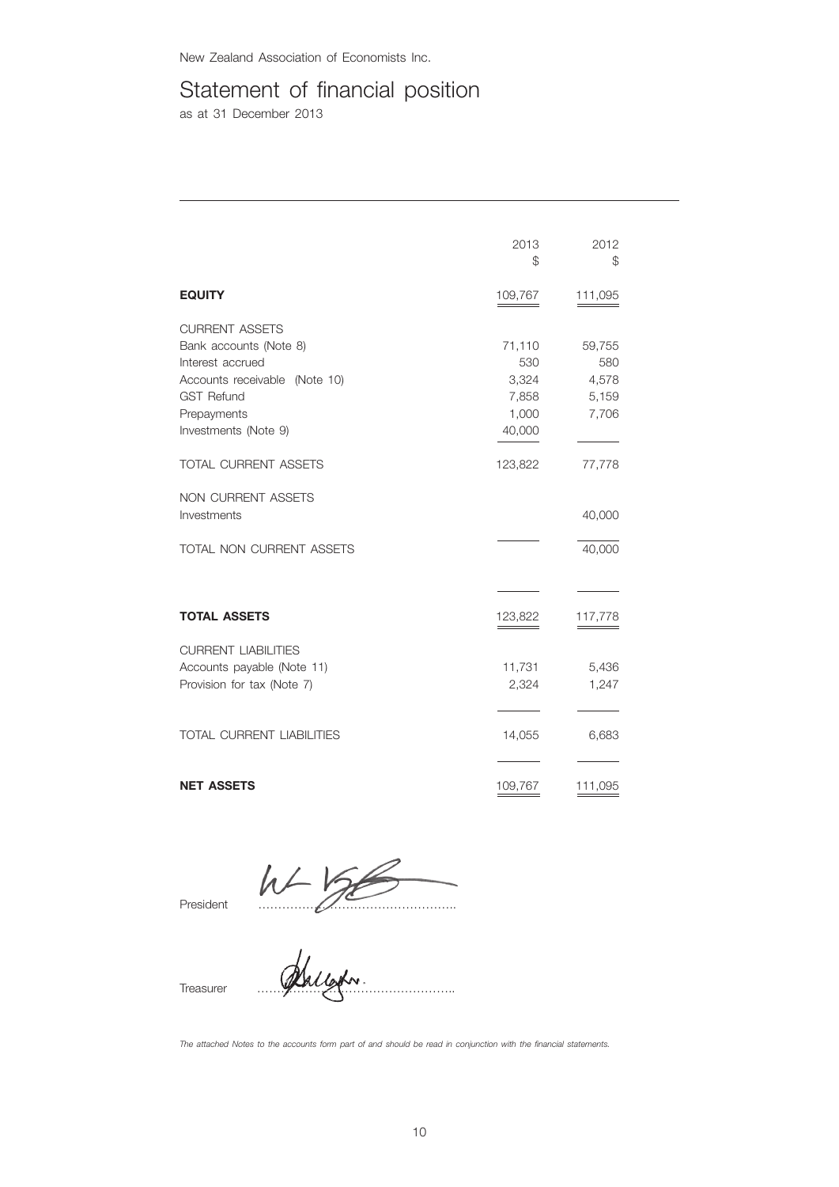New Zealand Association of Economists Inc.

# Statement of financial position

as at 31 December 2013

| | 2013 $ | 2012 $ |
|---|---|---|
| **EQUITY** | 109,767 | 111,095 |
| CURRENT ASSETS | | |
| Bank accounts (Note 8) | 71,110 | 59,755 |
| Interest accrued | 530 | 580 |
| Accounts receivable (Note 10) | 3,324 | 4,578 |
| GST Refund | 7,858 | 5,159 |
| Prepayments | 1,000 | 7,706 |
| Investments (Note 9) | 40,000 | |
| TOTAL CURRENT ASSETS | 123,822 | 77,778 |
| NON CURRENT ASSETS | | |
| Investments | | 40,000 |
| TOTAL NON CURRENT ASSETS | | 40,000 |
| **TOTAL ASSETS** | 123,822 | 117,778 |
| CURRENT LIABILITIES | | |
| Accounts payable (Note 11) | 11,731 | 5,436 |
| Provision for tax (Note 7) | 2,324 | 1,247 |
| TOTAL CURRENT LIABILITIES | 14,055 | 6,683 |
| **NET ASSETS** | 109,767 | 111,095 |

President ……………………………………………..

Treasurer ……………………………………………..

*The attached Notes to the accounts form part of and should be read in conjunction with the financial statements.*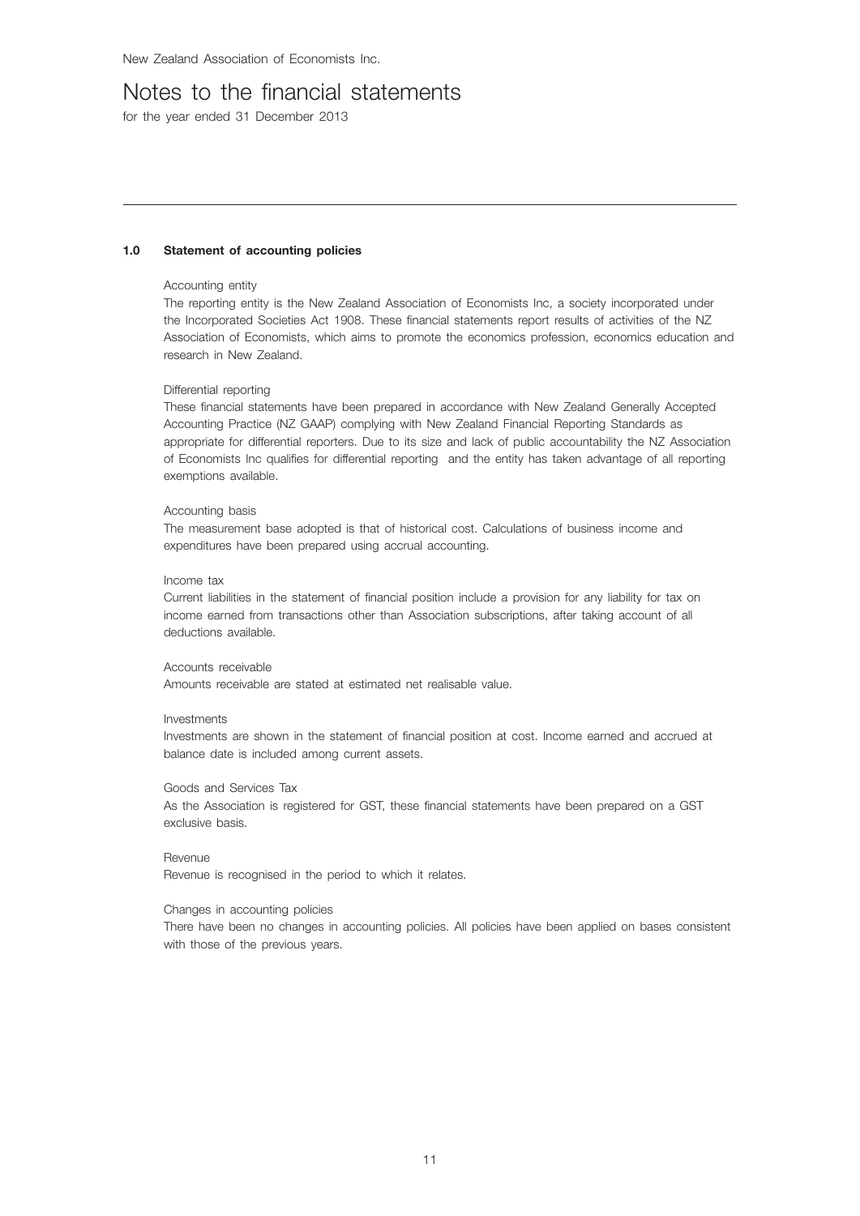# Notes to the financial statements

for the year ended 31 December 2013

## 1.0 Statement of accounting policies

Accounting entity

The reporting entity is the New Zealand Association of Economists Inc, a society incorporated under the Incorporated Societies Act 1908. These financial statements report results of activities of the NZ Association of Economists, which aims to promote the economics profession, economics education and research in New Zealand.

Differential reporting

These financial statements have been prepared in accordance with New Zealand Generally Accepted Accounting Practice (NZ GAAP) complying with New Zealand Financial Reporting Standards as appropriate for differential reporters. Due to its size and lack of public accountability the NZ Association of Economists Inc qualifies for differential reporting and the entity has taken advantage of all reporting exemptions available.

Accounting basis

The measurement base adopted is that of historical cost. Calculations of business income and expenditures have been prepared using accrual accounting.

Income tax

Current liabilities in the statement of financial position include a provision for any liability for tax on income earned from transactions other than Association subscriptions, after taking account of all deductions available.

Accounts receivable

Amounts receivable are stated at estimated net realisable value.

Investments

Investments are shown in the statement of financial position at cost. Income earned and accrued at balance date is included among current assets.

Goods and Services Tax

As the Association is registered for GST, these financial statements have been prepared on a GST exclusive basis.

Revenue

Revenue is recognised in the period to which it relates.

Changes in accounting policies

There have been no changes in accounting policies. All policies have been applied on bases consistent with those of the previous years.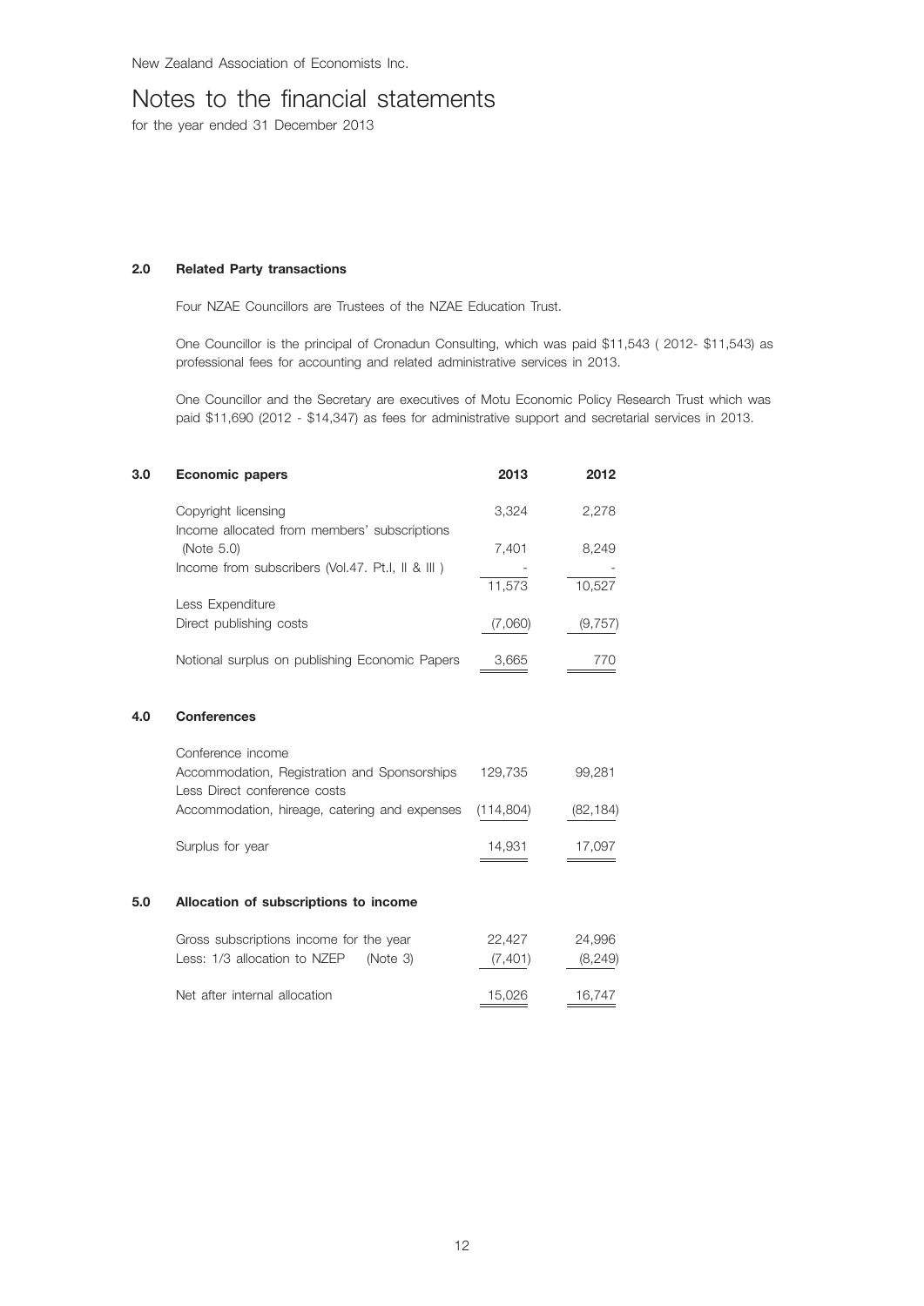# Notes to the financial statements

for the year ended 31 December 2013

## 2.0 Related Party transactions

Four NZAE Councillors are Trustees of the NZAE Education Trust.

One Councillor is the principal of Cronadun Consulting, which was paid $11,543 ( 2012- $11,543) as professional fees for accounting and related administrative services in 2013.

One Councillor and the Secretary are executives of Motu Economic Policy Research Trust which was paid $11,690 (2012 - $14,347) as fees for administrative support and secretarial services in 2013.

## 3.0 Economic papers

| | 2013 | 2012 |
|---|---|---|
| Copyright licensing | 3,324 | 2,278 |
| Income allocated from members' subscriptions (Note 5.0) | 7,401 | 8,249 |
| Income from subscribers (Vol.47. Pt.I, II & III ) | - | - |
| | 11,573 | 10,527 |
| Less Expenditure | | |
| Direct publishing costs | (7,060) | (9,757) |
| Notional surplus on publishing Economic Papers | 3,665 | 770 |

## 4.0 Conferences

| | 2013 | 2012 |
|---|---|---|
| Conference income | | |
| Accommodation, Registration and Sponsorships | 129,735 | 99,281 |
| Less Direct conference costs | | |
| Accommodation, hireage, catering and expenses | (114,804) | (82,184) |
| Surplus for year | 14,931 | 17,097 |

## 5.0 Allocation of subscriptions to income

| | 2013 | 2012 |
|---|---|---|
| Gross subscriptions income for the year | 22,427 | 24,996 |
| Less: 1/3 allocation to NZEP (Note 3) | (7,401) | (8,249) |
| Net after internal allocation | 15,026 | 16,747 |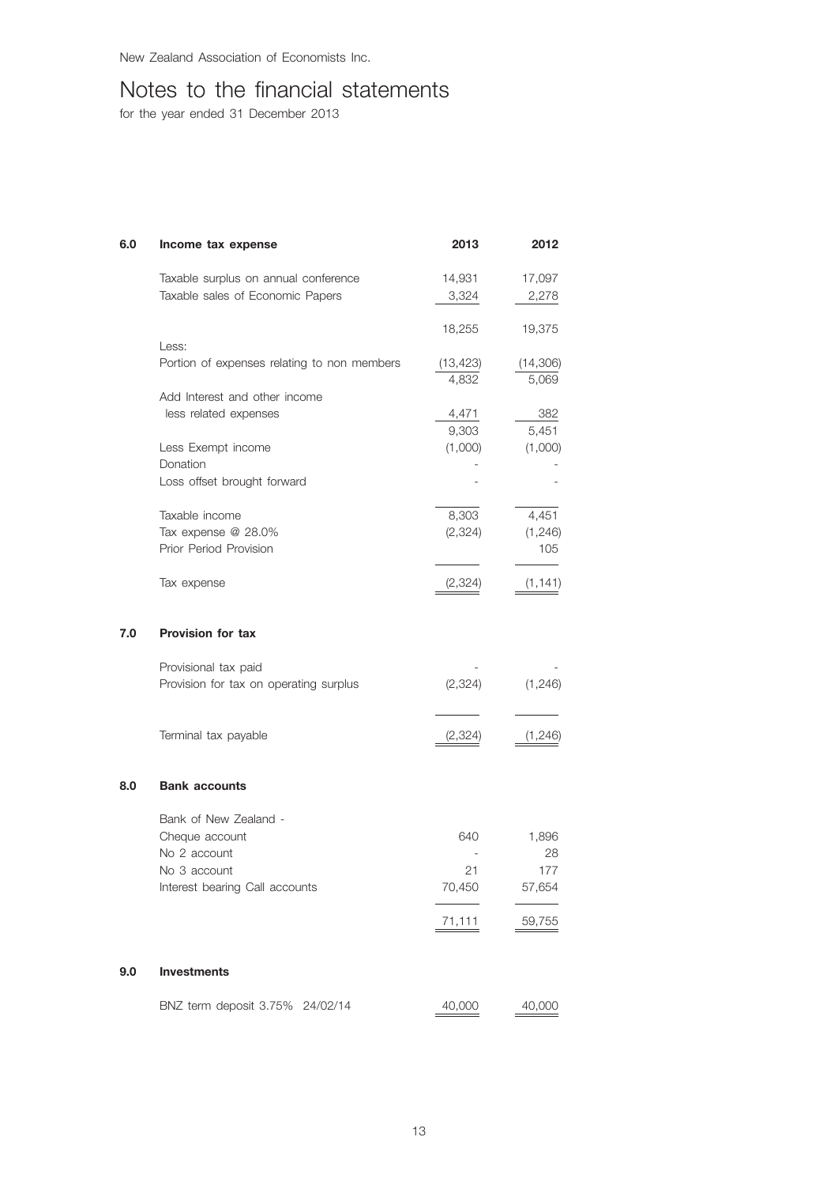New Zealand Association of Economists Inc.

# Notes to the financial statements

for the year ended 31 December 2013

## 6.0 Income tax expense

| | 2013 | 2012 |
|---|---|---|
| Taxable surplus on annual conference | 14,931 | 17,097 |
| Taxable sales of Economic Papers | 3,324 | 2,278 |
| | 18,255 | 19,375 |
| Less: | | |
| Portion of expenses relating to non members | (13,423) | (14,306) |
| | 4,832 | 5,069 |
| Add Interest and other income | | |
| less related expenses | 4,471 | 382 |
| | 9,303 | 5,451 |
| Less Exempt income | (1,000) | (1,000) |
| Donation | - | - |
| Loss offset brought forward | - | - |
| Taxable income | 8,303 | 4,451 |
| Tax expense @ 28.0% | (2,324) | (1,246) |
| Prior Period Provision | | 105 |
| Tax expense | (2,324) | (1,141) |

## 7.0 Provision for tax

| | 2013 | 2012 |
|---|---|---|
| Provisional tax paid | - | - |
| Provision for tax on operating surplus | (2,324) | (1,246) |
| Terminal tax payable | (2,324) | (1,246) |

## 8.0 Bank accounts

| | 2013 | 2012 |
|---|---|---|
| Bank of New Zealand - | | |
| Cheque account | 640 | 1,896 |
| No 2 account | - | 28 |
| No 3 account | 21 | 177 |
| Interest bearing Call accounts | 70,450 | 57,654 |
| | 71,111 | 59,755 |

## 9.0 Investments

| | 2013 | 2012 |
|---|---|---|
| BNZ term deposit 3.75% 24/02/14 | 40,000 | 40,000 |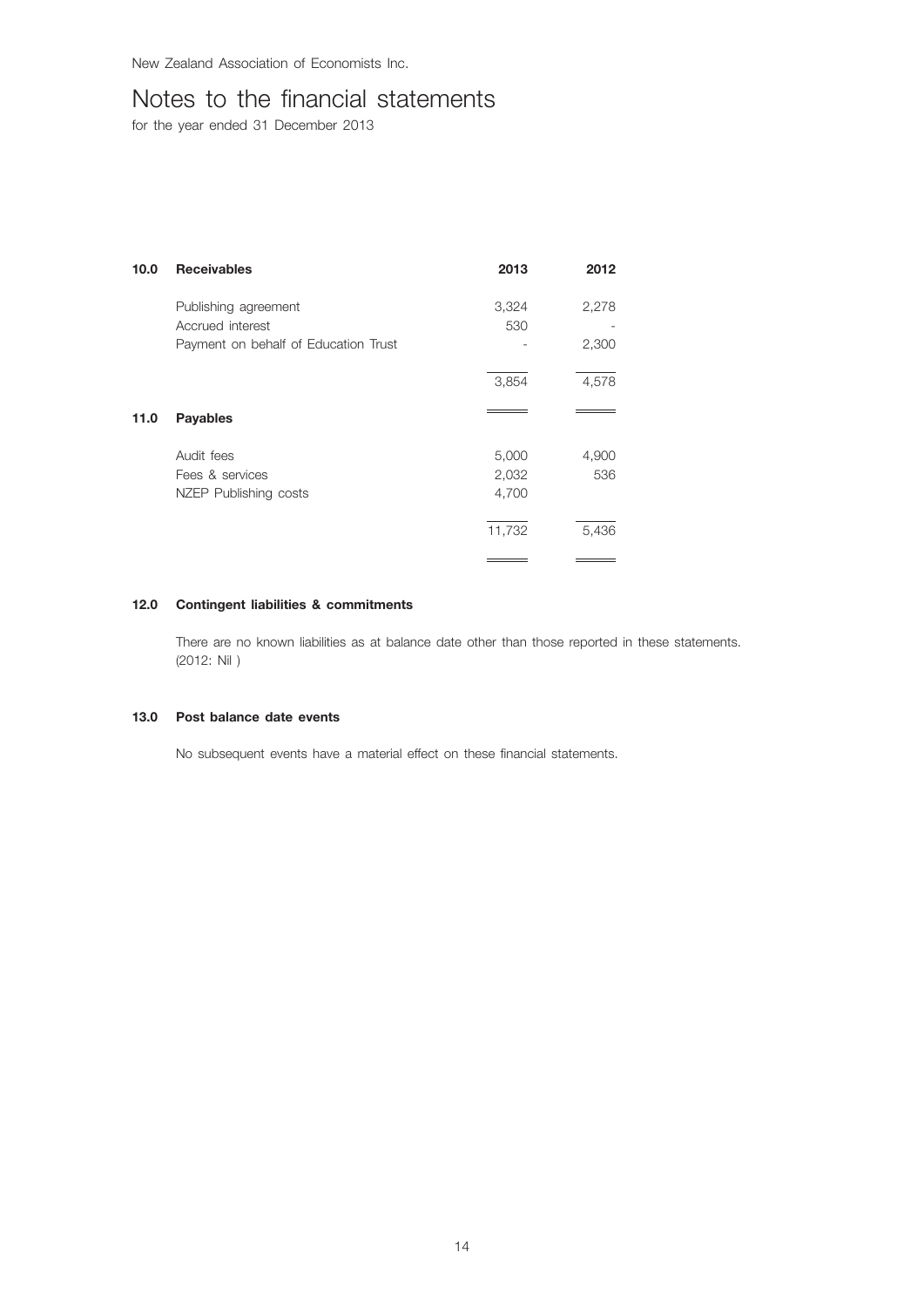New Zealand Association of Economists Inc.

# Notes to the financial statements

for the year ended 31 December 2013

| 10.0 | Receivables | 2013 | 2012 |
|---|---|---|---|
| | Publishing agreement | 3,324 | 2,278 |
| | Accrued interest | 530 | - |
| | Payment on behalf of Education Trust | - | 2,300 |
| | | 3,854 | 4,578 |

| 11.0 | Payables | 2013 | 2012 |
|---|---|---|---|
| | Audit fees | 5,000 | 4,900 |
| | Fees & services | 2,032 | 536 |
| | NZEP Publishing costs | 4,700 | |
| | | 11,732 | 5,436 |

### 12.0 Contingent liabilities & commitments

There are no known liabilities as at balance date other than those reported in these statements. (2012: Nil )

### 13.0 Post balance date events

No subsequent events have a material effect on these financial statements.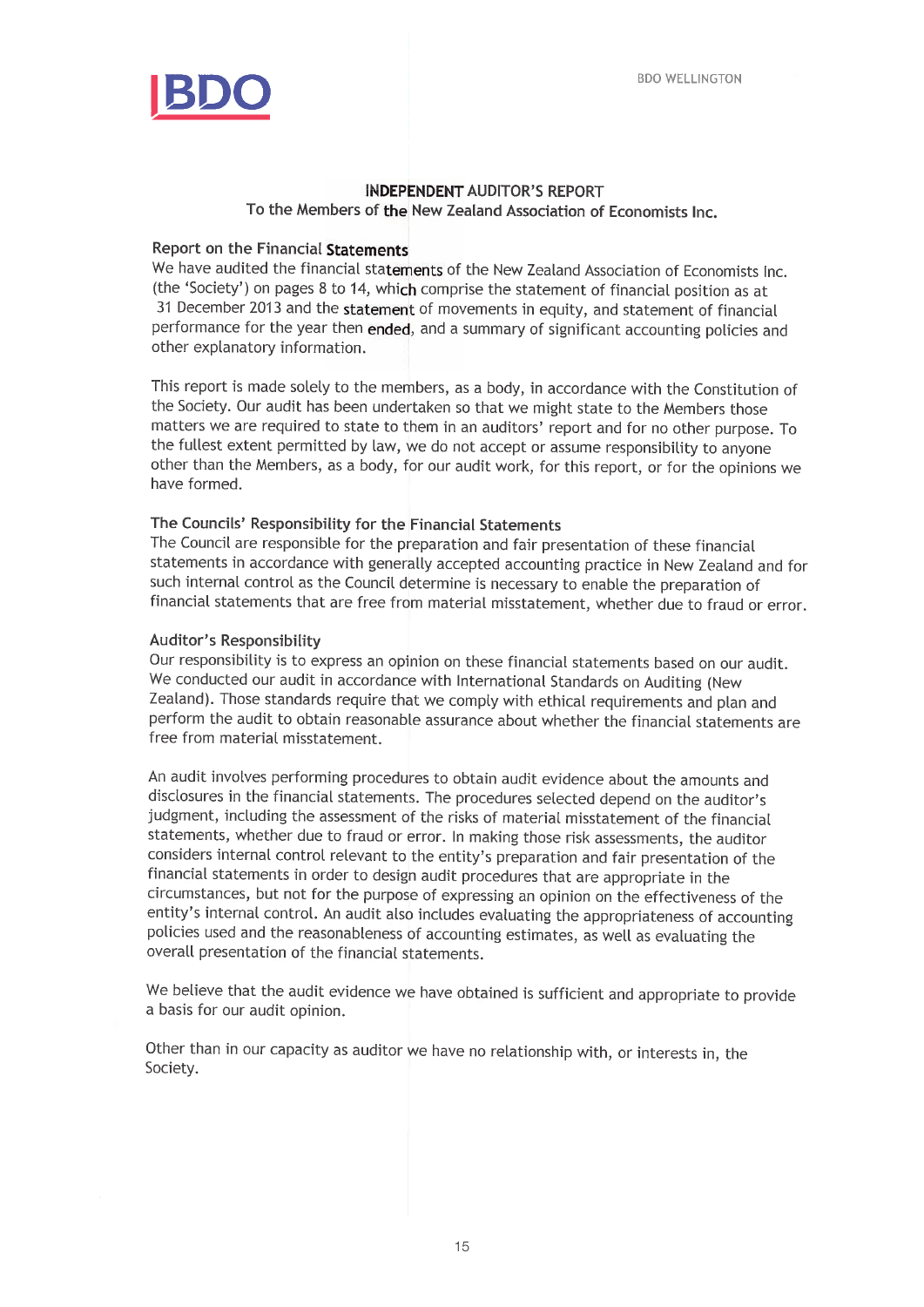BDO

BDO WELLINGTON

# INDEPENDENT AUDITOR'S REPORT

## To the Members of the New Zealand Association of Economists Inc.

### Report on the Financial Statements

We have audited the financial statements of the New Zealand Association of Economists Inc. (the 'Society') on pages 8 to 14, which comprise the statement of financial position as at 31 December 2013 and the statement of movements in equity, and statement of financial performance for the year then ended, and a summary of significant accounting policies and other explanatory information.

This report is made solely to the members, as a body, in accordance with the Constitution of the Society. Our audit has been undertaken so that we might state to the Members those matters we are required to state to them in an auditors' report and for no other purpose. To the fullest extent permitted by law, we do not accept or assume responsibility to anyone other than the Members, as a body, for our audit work, for this report, or for the opinions we have formed.

### The Councils' Responsibility for the Financial Statements

The Council are responsible for the preparation and fair presentation of these financial statements in accordance with generally accepted accounting practice in New Zealand and for such internal control as the Council determine is necessary to enable the preparation of financial statements that are free from material misstatement, whether due to fraud or error.

### Auditor's Responsibility

Our responsibility is to express an opinion on these financial statements based on our audit. We conducted our audit in accordance with International Standards on Auditing (New Zealand). Those standards require that we comply with ethical requirements and plan and perform the audit to obtain reasonable assurance about whether the financial statements are free from material misstatement.

An audit involves performing procedures to obtain audit evidence about the amounts and disclosures in the financial statements. The procedures selected depend on the auditor's judgment, including the assessment of the risks of material misstatement of the financial statements, whether due to fraud or error. In making those risk assessments, the auditor considers internal control relevant to the entity's preparation and fair presentation of the financial statements in order to design audit procedures that are appropriate in the circumstances, but not for the purpose of expressing an opinion on the effectiveness of the entity's internal control. An audit also includes evaluating the appropriateness of accounting policies used and the reasonableness of accounting estimates, as well as evaluating the overall presentation of the financial statements.

We believe that the audit evidence we have obtained is sufficient and appropriate to provide a basis for our audit opinion.

Other than in our capacity as auditor we have no relationship with, or interests in, the Society.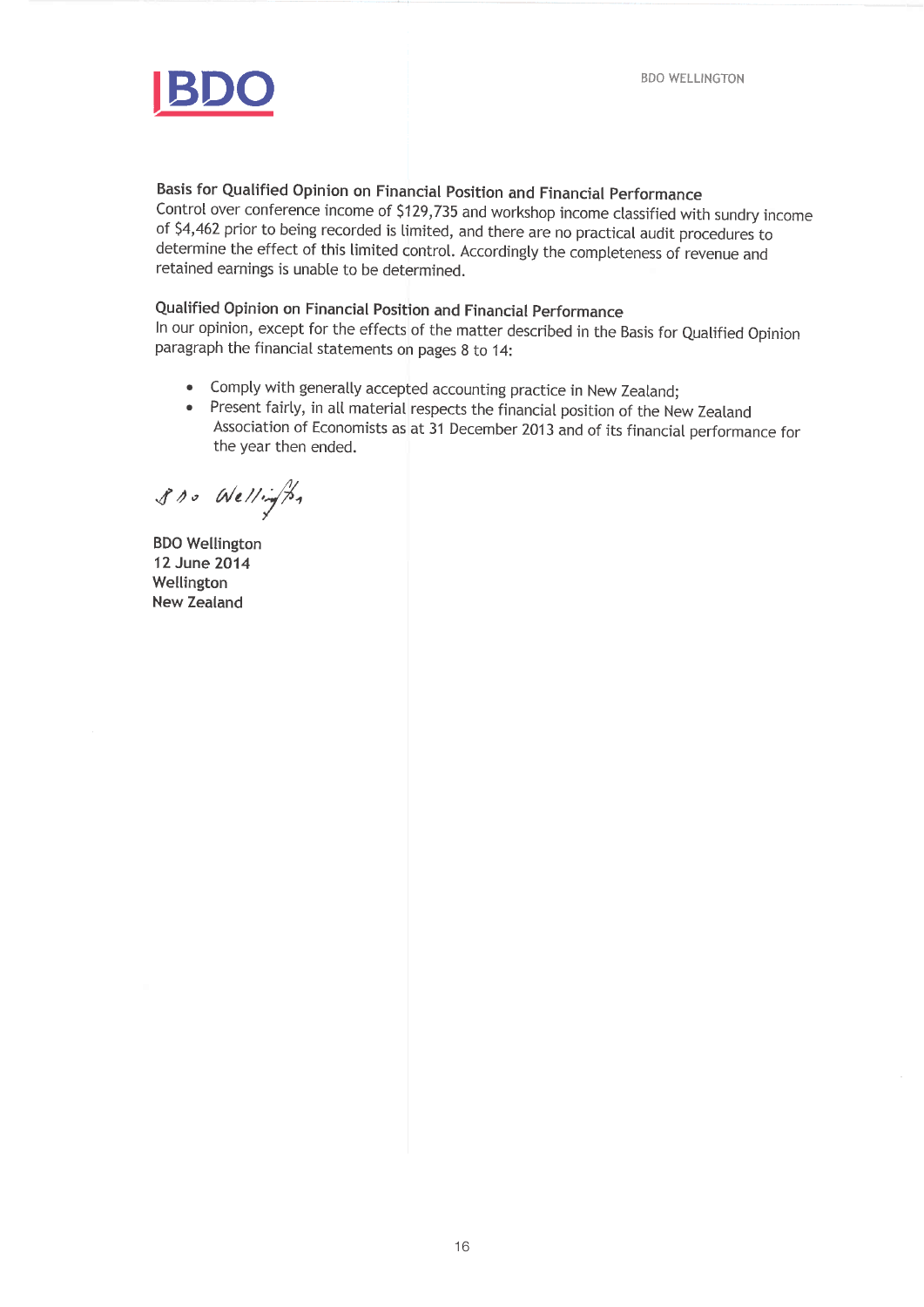**Basis for Qualified Opinion on Financial Position and Financial Performance**

Control over conference income of $129,735 and workshop income classified with sundry income of $4,462 prior to being recorded is limited, and there are no practical audit procedures to determine the effect of this limited control. Accordingly the completeness of revenue and retained earnings is unable to be determined.

**Qualified Opinion on Financial Position and Financial Performance**

In our opinion, except for the effects of the matter described in the Basis for Qualified Opinion paragraph the financial statements on pages 8 to 14:

- Comply with generally accepted accounting practice in New Zealand;
- Present fairly, in all material respects the financial position of the New Zealand Association of Economists as at 31 December 2013 and of its financial performance for the year then ended.

*BDO Wellington*

BDO Wellington
12 June 2014
Wellington
New Zealand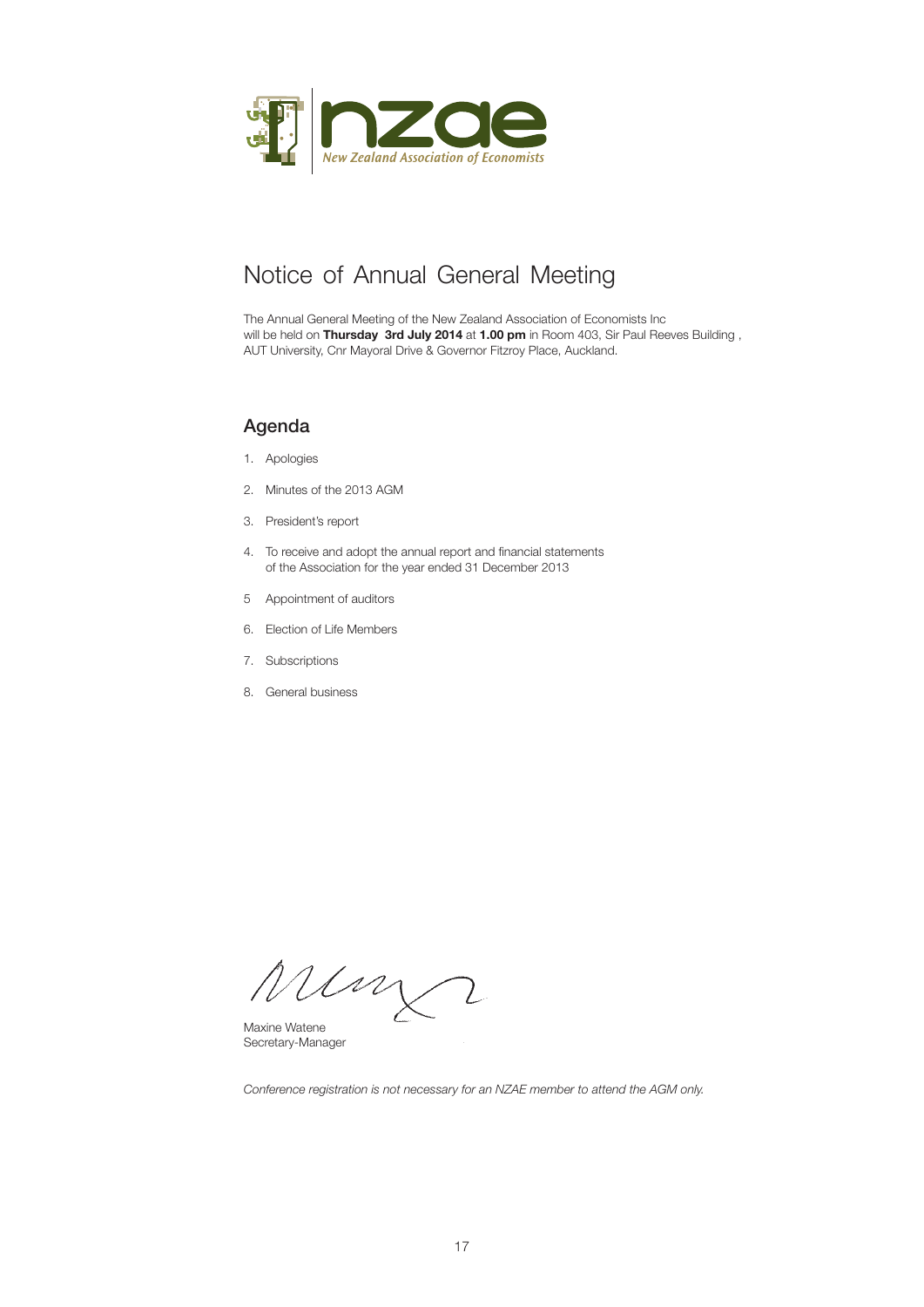nzae

*New Zealand Association of Economists*

# Notice of Annual General Meeting

The Annual General Meeting of the New Zealand Association of Economists Inc will be held on **Thursday 3rd July 2014** at **1.00 pm** in Room 403, Sir Paul Reeves Building, AUT University, Cnr Mayoral Drive & Governor Fitzroy Place, Auckland.

## Agenda

1. Apologies
2. Minutes of the 2013 AGM
3. President's report
4. To receive and adopt the annual report and financial statements of the Association for the year ended 31 December 2013
5. Appointment of auditors
6. Election of Life Members
7. Subscriptions
8. General business

Maxine Watene
Secretary-Manager

*Conference registration is not necessary for an NZAE member to attend the AGM only.*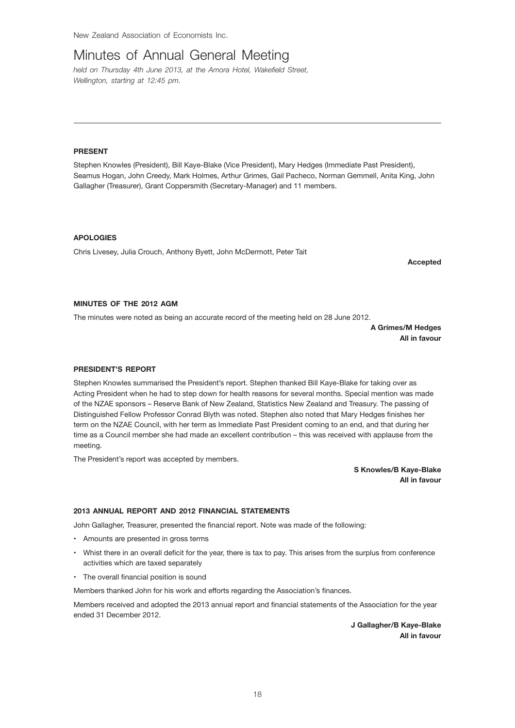New Zealand Association of Economists Inc.

# Minutes of Annual General Meeting

*held on Thursday 4th June 2013, at the Amora Hotel, Wakefield Street, Wellington, starting at 12:45 pm.*

---

**PRESENT**

Stephen Knowles (President), Bill Kaye-Blake (Vice President), Mary Hedges (Immediate Past President), Seamus Hogan, John Creedy, Mark Holmes, Arthur Grimes, Gail Pacheco, Norman Gemmell, Anita King, John Gallagher (Treasurer), Grant Coppersmith (Secretary-Manager) and 11 members.

**APOLOGIES**

Chris Livesey, Julia Crouch, Anthony Byett, John McDermott, Peter Tait

**Accepted**

**MINUTES OF THE 2012 AGM**

The minutes were noted as being an accurate record of the meeting held on 28 June 2012.

**A Grimes/M Hedges**
**All in favour**

**PRESIDENT'S REPORT**

Stephen Knowles summarised the President's report. Stephen thanked Bill Kaye-Blake for taking over as Acting President when he had to step down for health reasons for several months. Special mention was made of the NZAE sponsors – Reserve Bank of New Zealand, Statistics New Zealand and Treasury. The passing of Distinguished Fellow Professor Conrad Blyth was noted. Stephen also noted that Mary Hedges finishes her term on the NZAE Council, with her term as Immediate Past President coming to an end, and that during her time as a Council member she had made an excellent contribution – this was received with applause from the meeting.

The President's report was accepted by members.

**S Knowles/B Kaye-Blake**
**All in favour**

**2013 ANNUAL REPORT AND 2012 FINANCIAL STATEMENTS**

John Gallagher, Treasurer, presented the financial report. Note was made of the following:

- Amounts are presented in gross terms
- Whist there in an overall deficit for the year, there is tax to pay. This arises from the surplus from conference activities which are taxed separately
- The overall financial position is sound

Members thanked John for his work and efforts regarding the Association's finances.

Members received and adopted the 2013 annual report and financial statements of the Association for the year ended 31 December 2012.

**J Gallagher/B Kaye-Blake**
**All in favour**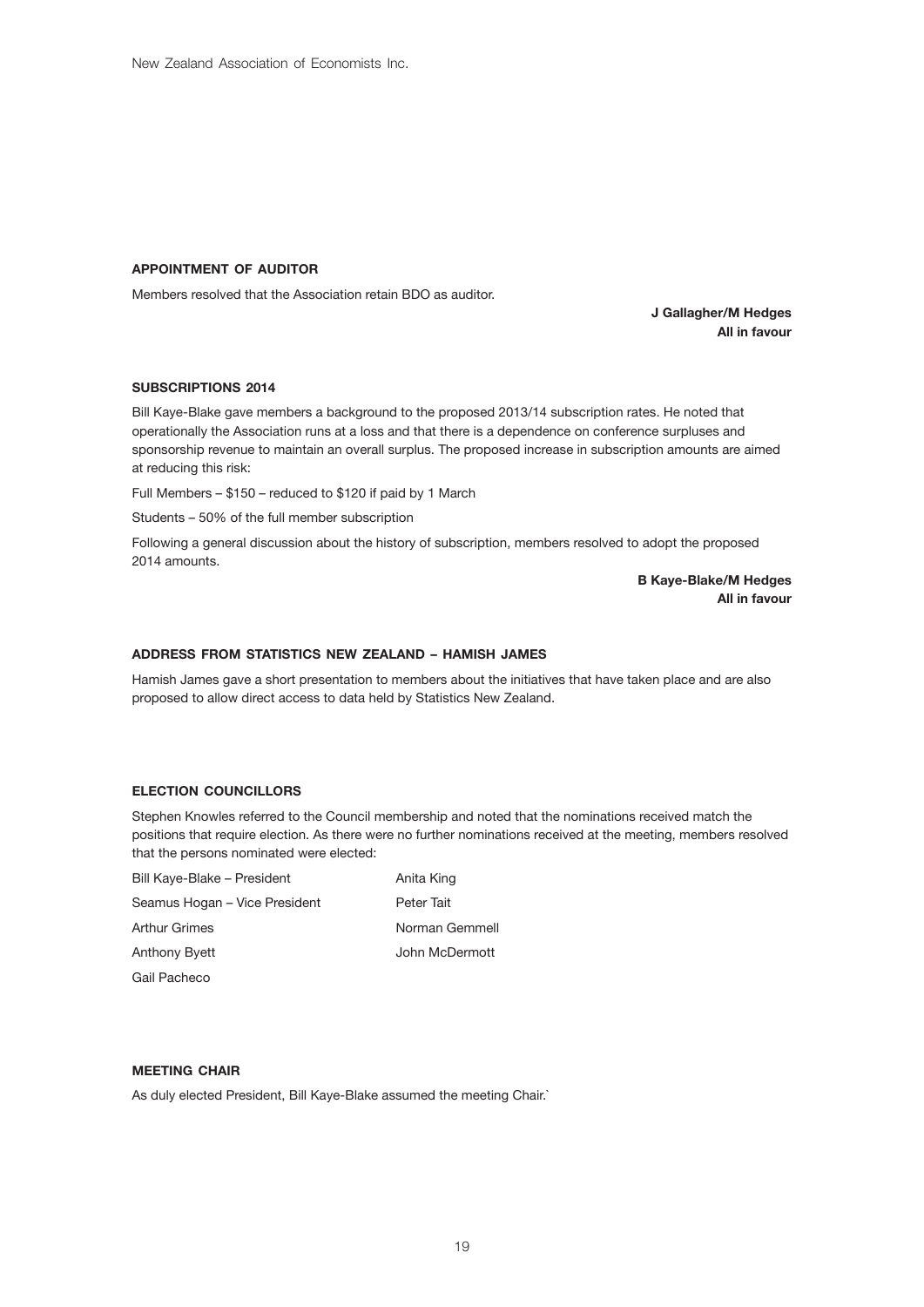## APPOINTMENT OF AUDITOR

Members resolved that the Association retain BDO as auditor.

**J Gallagher/M Hedges**
**All in favour**

## SUBSCRIPTIONS 2014

Bill Kaye-Blake gave members a background to the proposed 2013/14 subscription rates. He noted that operationally the Association runs at a loss and that there is a dependence on conference surpluses and sponsorship revenue to maintain an overall surplus. The proposed increase in subscription amounts are aimed at reducing this risk:

Full Members – $150 – reduced to $120 if paid by 1 March

Students – 50% of the full member subscription

Following a general discussion about the history of subscription, members resolved to adopt the proposed 2014 amounts.

**B Kaye-Blake/M Hedges**
**All in favour**

## ADDRESS FROM STATISTICS NEW ZEALAND – HAMISH JAMES

Hamish James gave a short presentation to members about the initiatives that have taken place and are also proposed to allow direct access to data held by Statistics New Zealand.

## ELECTION COUNCILLORS

Stephen Knowles referred to the Council membership and noted that the nominations received match the positions that require election. As there were no further nominations received at the meeting, members resolved that the persons nominated were elected:

Bill Kaye-Blake – President
Seamus Hogan – Vice President
Arthur Grimes
Anthony Byett
Gail Pacheco
Anita King
Peter Tait
Norman Gemmell
John McDermott

## MEETING CHAIR

As duly elected President, Bill Kaye-Blake assumed the meeting Chair.`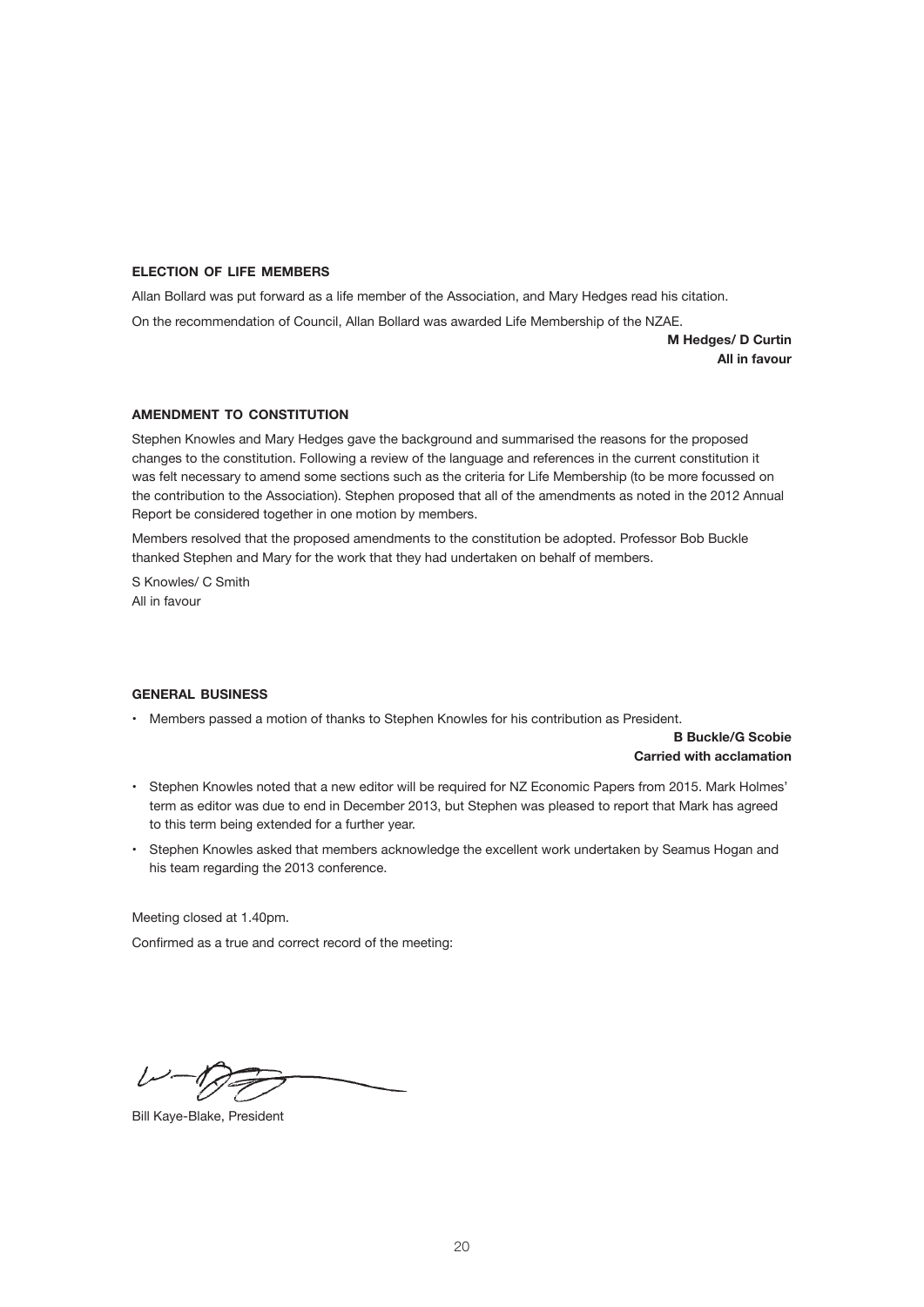### ELECTION OF LIFE MEMBERS

Allan Bollard was put forward as a life member of the Association, and Mary Hedges read his citation.

On the recommendation of Council, Allan Bollard was awarded Life Membership of the NZAE.

**M Hedges/ D Curtin**
**All in favour**

### AMENDMENT TO CONSTITUTION

Stephen Knowles and Mary Hedges gave the background and summarised the reasons for the proposed changes to the constitution. Following a review of the language and references in the current constitution it was felt necessary to amend some sections such as the criteria for Life Membership (to be more focussed on the contribution to the Association). Stephen proposed that all of the amendments as noted in the 2012 Annual Report be considered together in one motion by members.

Members resolved that the proposed amendments to the constitution be adopted. Professor Bob Buckle thanked Stephen and Mary for the work that they had undertaken on behalf of members.

S Knowles/ C Smith
All in favour

### GENERAL BUSINESS

- Members passed a motion of thanks to Stephen Knowles for his contribution as President.

**B Buckle/G Scobie**
**Carried with acclamation**

- Stephen Knowles noted that a new editor will be required for NZ Economic Papers from 2015. Mark Holmes' term as editor was due to end in December 2013, but Stephen was pleased to report that Mark has agreed to this term being extended for a further year.
- Stephen Knowles asked that members acknowledge the excellent work undertaken by Seamus Hogan and his team regarding the 2013 conference.

Meeting closed at 1.40pm.

Confirmed as a true and correct record of the meeting:

Bill Kaye-Blake, President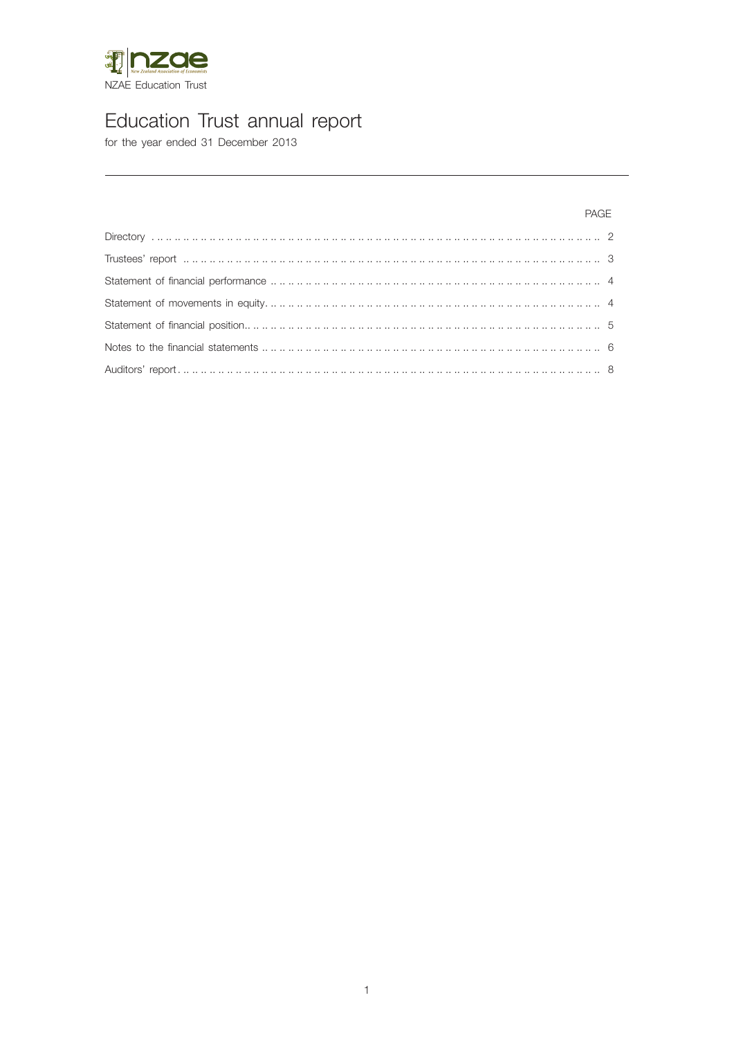NZAE Education Trust

# Education Trust annual report

for the year ended 31 December 2013

---

| | PAGE |
|---|---|
| Directory | 2 |
| Trustees' report | 3 |
| Statement of financial performance | 4 |
| Statement of movements in equity | 4 |
| Statement of financial position | 5 |
| Notes to the financial statements | 6 |
| Auditors' report | 8 |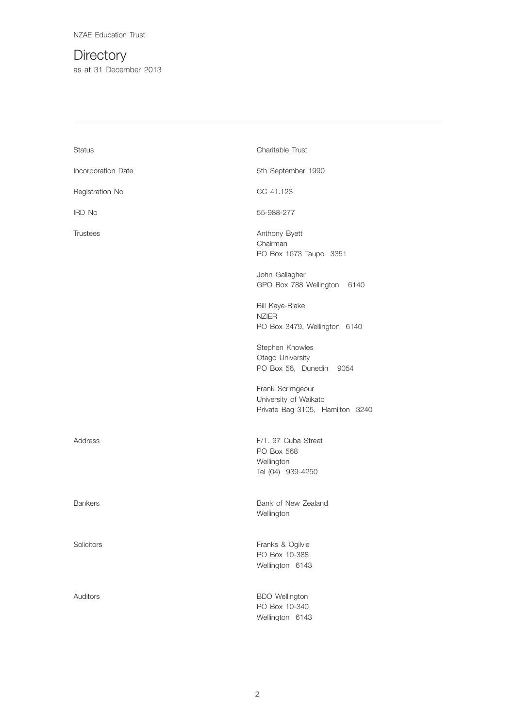NZAE Education Trust

# Directory

as at 31 December 2013

---

| | |
|---|---|
| Status | Charitable Trust |
| Incorporation Date | 5th September 1990 |
| Registration No | CC 41.123 |
| IRD No | 55-988-277 |
| Trustees | Anthony Byett<br>Chairman<br>PO Box 1673 Taupo 3351<br><br>John Gallagher<br>GPO Box 788 Wellington 6140<br><br>Bill Kaye-Blake<br>NZIER<br>PO Box 3479, Wellington 6140<br><br>Stephen Knowles<br>Otago University<br>PO Box 56, Dunedin 9054<br><br>Frank Scrimgeour<br>University of Waikato<br>Private Bag 3105, Hamilton 3240 |
| Address | F/1. 97 Cuba Street<br>PO Box 568<br>Wellington<br>Tel (04) 939-4250 |
| Bankers | Bank of New Zealand<br>Wellington |
| Solicitors | Franks & Ogilvie<br>PO Box 10-388<br>Wellington 6143 |
| Auditors | BDO Wellington<br>PO Box 10-340<br>Wellington 6143 |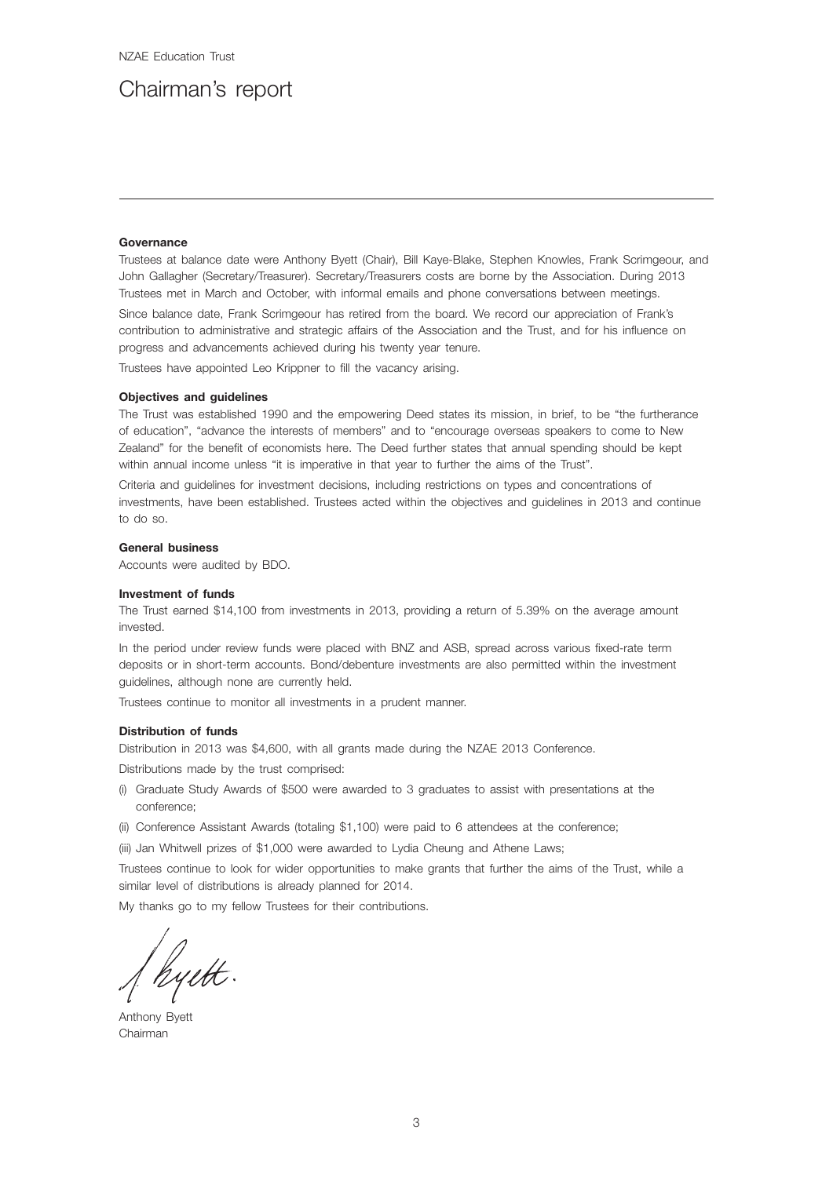NZAE Education Trust

# Chairman's report

### Governance

Trustees at balance date were Anthony Byett (Chair), Bill Kaye-Blake, Stephen Knowles, Frank Scrimgeour, and John Gallagher (Secretary/Treasurer). Secretary/Treasurers costs are borne by the Association. During 2013 Trustees met in March and October, with informal emails and phone conversations between meetings.

Since balance date, Frank Scrimgeour has retired from the board. We record our appreciation of Frank's contribution to administrative and strategic affairs of the Association and the Trust, and for his influence on progress and advancements achieved during his twenty year tenure.

Trustees have appointed Leo Krippner to fill the vacancy arising.

### Objectives and guidelines

The Trust was established 1990 and the empowering Deed states its mission, in brief, to be "the furtherance of education", "advance the interests of members" and to "encourage overseas speakers to come to New Zealand" for the benefit of economists here. The Deed further states that annual spending should be kept within annual income unless "it is imperative in that year to further the aims of the Trust".

Criteria and guidelines for investment decisions, including restrictions on types and concentrations of investments, have been established. Trustees acted within the objectives and guidelines in 2013 and continue to do so.

### General business

Accounts were audited by BDO.

### Investment of funds

The Trust earned $14,100 from investments in 2013, providing a return of 5.39% on the average amount invested.

In the period under review funds were placed with BNZ and ASB, spread across various fixed-rate term deposits or in short-term accounts. Bond/debenture investments are also permitted within the investment guidelines, although none are currently held.

Trustees continue to monitor all investments in a prudent manner.

### Distribution of funds

Distribution in 2013 was $4,600, with all grants made during the NZAE 2013 Conference.

Distributions made by the trust comprised:

(i) Graduate Study Awards of $500 were awarded to 3 graduates to assist with presentations at the conference;

(ii) Conference Assistant Awards (totaling $1,100) were paid to 6 attendees at the conference;

(iii) Jan Whitwell prizes of $1,000 were awarded to Lydia Cheung and Athene Laws;

Trustees continue to look for wider opportunities to make grants that further the aims of the Trust, while a similar level of distributions is already planned for 2014.

My thanks go to my fellow Trustees for their contributions.

Anthony Byett
Chairman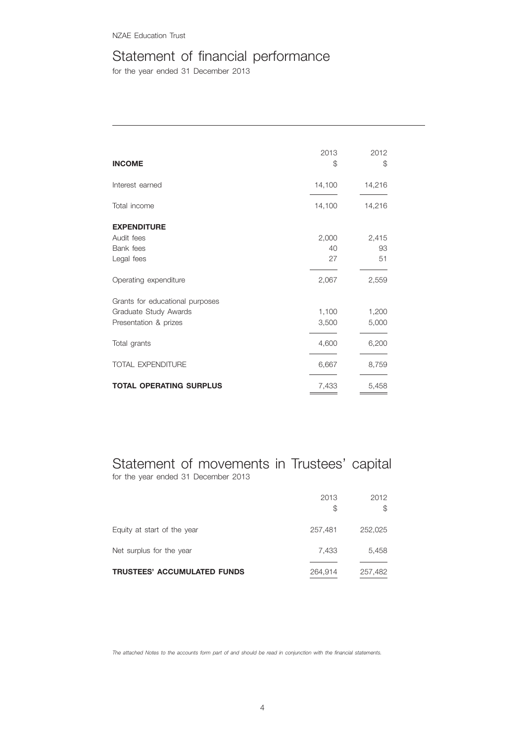NZAE Education Trust

# Statement of financial performance

for the year ended 31 December 2013

| | 2013<br>$ | 2012<br>$ |
|---|---|---|
| **INCOME** | | |
| Interest earned | 14,100 | 14,216 |
| Total income | 14,100 | 14,216 |
| **EXPENDITURE** | | |
| Audit fees | 2,000 | 2,415 |
| Bank fees | 40 | 93 |
| Legal fees | 27 | 51 |
| Operating expenditure | 2,067 | 2,559 |
| Grants for educational purposes | | |
| Graduate Study Awards | 1,100 | 1,200 |
| Presentation & prizes | 3,500 | 5,000 |
| Total grants | 4,600 | 6,200 |
| TOTAL EXPENDITURE | 6,667 | 8,759 |
| **TOTAL OPERATING SURPLUS** | 7,433 | 5,458 |

# Statement of movements in Trustees' capital

for the year ended 31 December 2013

| | 2013<br>$ | 2012<br>$ |
|---|---|---|
| Equity at start of the year | 257,481 | 252,025 |
| Net surplus for the year | 7,433 | 5,458 |
| **TRUSTEES' ACCUMULATED FUNDS** | 264,914 | 257,482 |

*The attached Notes to the accounts form part of and should be read in conjunction with the financial statements.*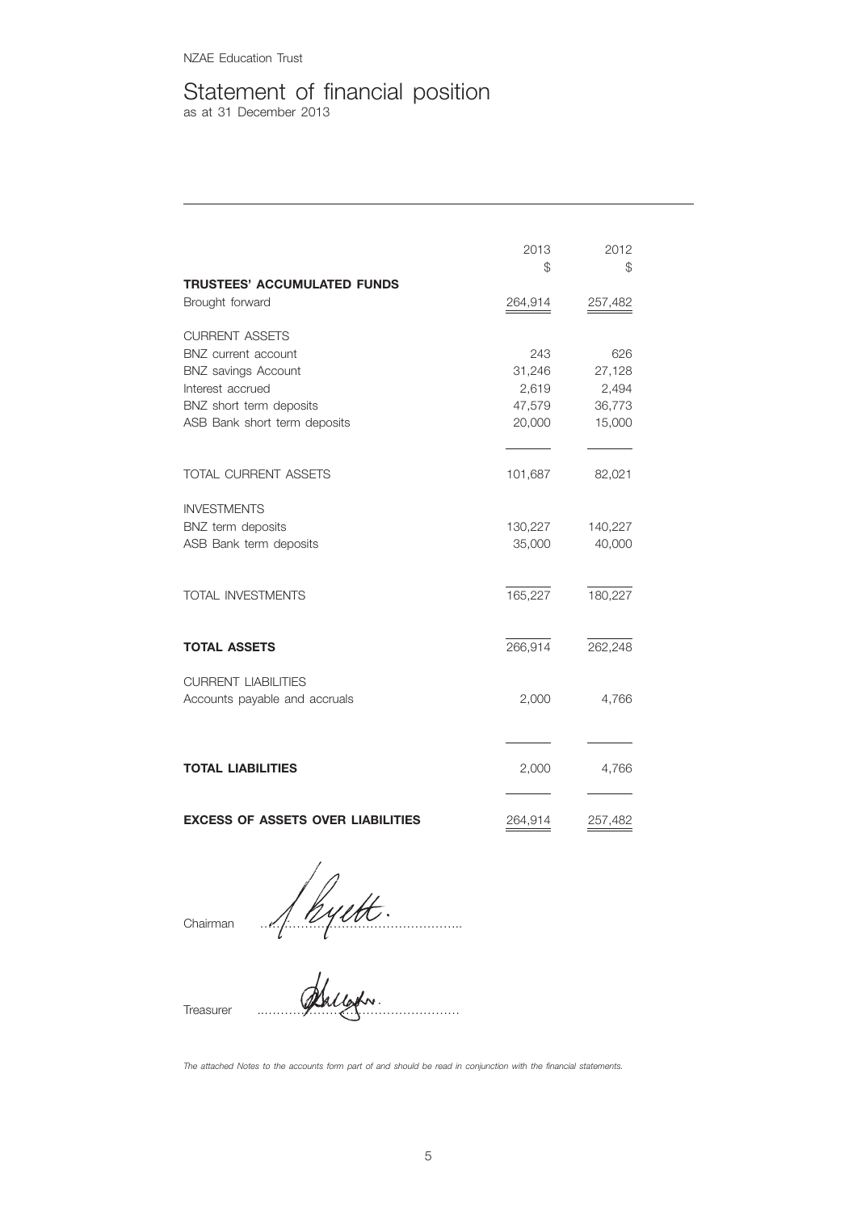NZAE Education Trust

# Statement of financial position

as at 31 December 2013

| | 2013 | 2012 |
|---|---|---|
| | $ | $ |
| **TRUSTEES' ACCUMULATED FUNDS** | | |
| Brought forward | 264,914 | 257,482 |
| | | |
| CURRENT ASSETS | | |
| BNZ current account | 243 | 626 |
| BNZ savings Account | 31,246 | 27,128 |
| Interest accrued | 2,619 | 2,494 |
| BNZ short term deposits | 47,579 | 36,773 |
| ASB Bank short term deposits | 20,000 | 15,000 |
| | | |
| TOTAL CURRENT ASSETS | 101,687 | 82,021 |
| | | |
| INVESTMENTS | | |
| BNZ term deposits | 130,227 | 140,227 |
| ASB Bank term deposits | 35,000 | 40,000 |
| | | |
| TOTAL INVESTMENTS | 165,227 | 180,227 |
| | | |
| **TOTAL ASSETS** | 266,914 | 262,248 |
| | | |
| CURRENT LIABILITIES | | |
| Accounts payable and accruals | 2,000 | 4,766 |
| | | |
| **TOTAL LIABILITIES** | 2,000 | 4,766 |
| | | |
| **EXCESS OF ASSETS OVER LIABILITIES** | 264,914 | 257,482 |

Chairman ……………………………………………..

Treasurer ………………………………………………

*The attached Notes to the accounts form part of and should be read in conjunction with the financial statements.*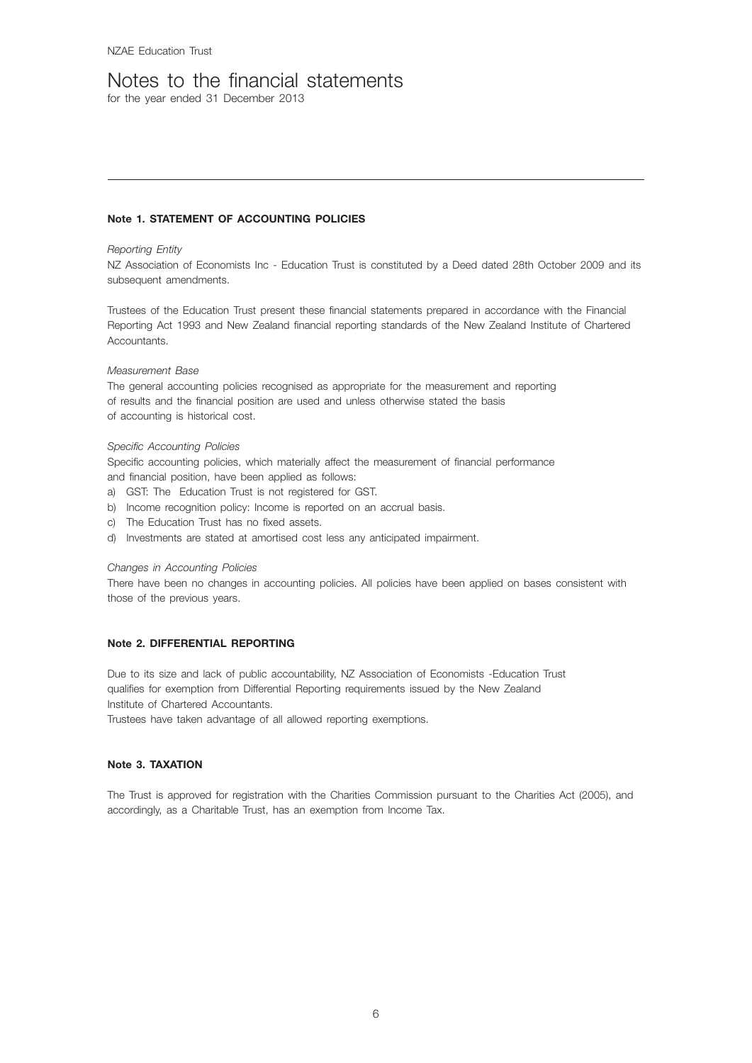NZAE Education Trust

# Notes to the financial statements

for the year ended 31 December 2013

## Note 1. STATEMENT OF ACCOUNTING POLICIES

*Reporting Entity*

NZ Association of Economists Inc - Education Trust is constituted by a Deed dated 28th October 2009 and its subsequent amendments.

Trustees of the Education Trust present these financial statements prepared in accordance with the Financial Reporting Act 1993 and New Zealand financial reporting standards of the New Zealand Institute of Chartered Accountants.

*Measurement Base*

The general accounting policies recognised as appropriate for the measurement and reporting of results and the financial position are used and unless otherwise stated the basis of accounting is historical cost.

*Specific Accounting Policies*

Specific accounting policies, which materially affect the measurement of financial performance and financial position, have been applied as follows:

a) GST: The Education Trust is not registered for GST.
b) Income recognition policy: Income is reported on an accrual basis.
c) The Education Trust has no fixed assets.
d) Investments are stated at amortised cost less any anticipated impairment.

*Changes in Accounting Policies*

There have been no changes in accounting policies. All policies have been applied on bases consistent with those of the previous years.

## Note 2. DIFFERENTIAL REPORTING

Due to its size and lack of public accountability, NZ Association of Economists -Education Trust qualifies for exemption from Differential Reporting requirements issued by the New Zealand Institute of Chartered Accountants.
Trustees have taken advantage of all allowed reporting exemptions.

## Note 3. TAXATION

The Trust is approved for registration with the Charities Commission pursuant to the Charities Act (2005), and accordingly, as a Charitable Trust, has an exemption from Income Tax.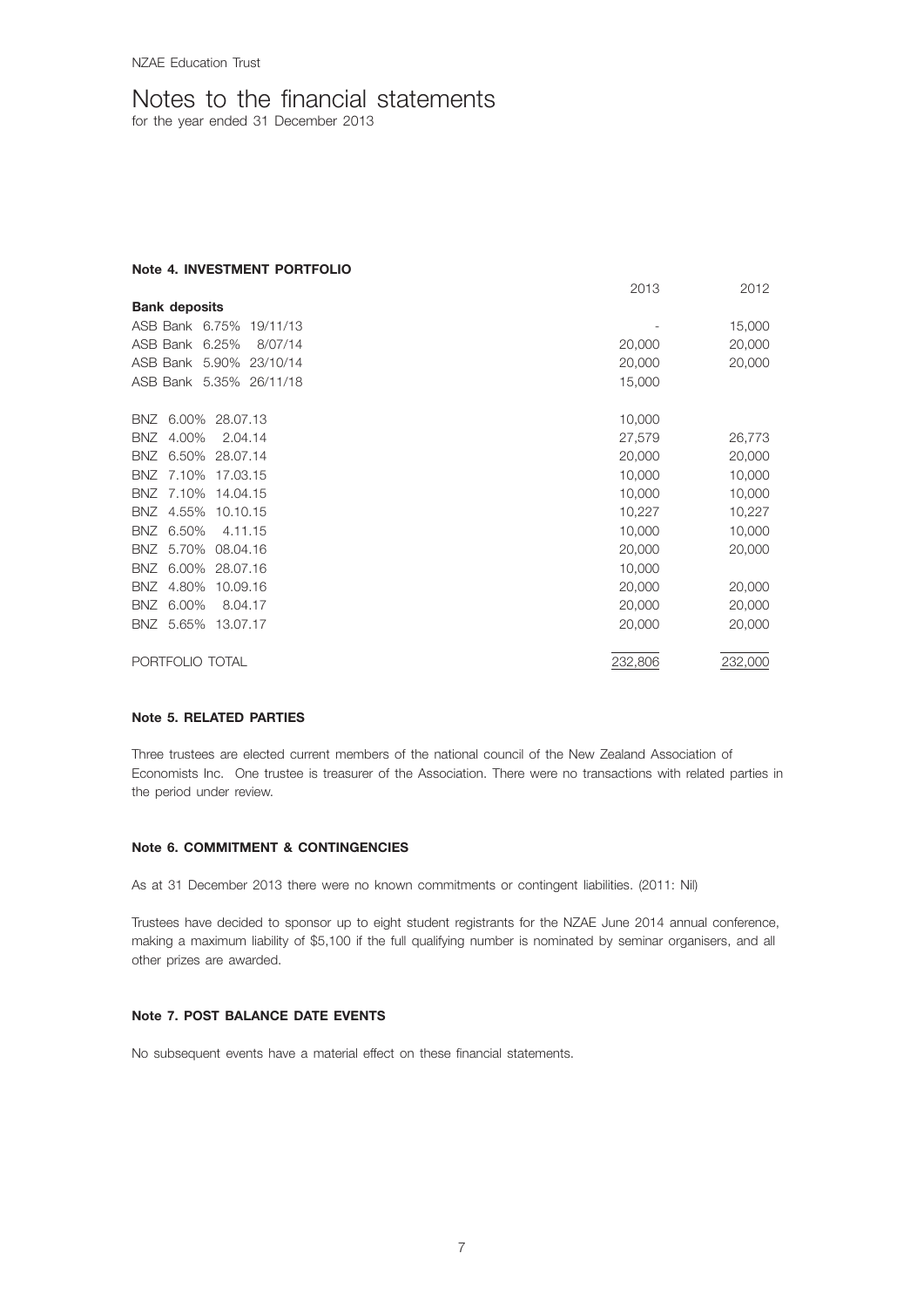NZAE Education Trust

# Notes to the financial statements

for the year ended 31 December 2013

### Note 4. INVESTMENT PORTFOLIO

| | 2013 | 2012 |
|---|---|---|
| **Bank deposits** | | |
| ASB Bank 6.75% 19/11/13 | - | 15,000 |
| ASB Bank 6.25% 8/07/14 | 20,000 | 20,000 |
| ASB Bank 5.90% 23/10/14 | 20,000 | 20,000 |
| ASB Bank 5.35% 26/11/18 | 15,000 | |
| | | |
| BNZ 6.00% 28.07.13 | 10,000 | |
| BNZ 4.00% 2.04.14 | 27,579 | 26,773 |
| BNZ 6.50% 28.07.14 | 20,000 | 20,000 |
| BNZ 7.10% 17.03.15 | 10,000 | 10,000 |
| BNZ 7.10% 14.04.15 | 10,000 | 10,000 |
| BNZ 4.55% 10.10.15 | 10,227 | 10,227 |
| BNZ 6.50% 4.11.15 | 10,000 | 10,000 |
| BNZ 5.70% 08.04.16 | 20,000 | 20,000 |
| BNZ 6.00% 28.07.16 | 10,000 | |
| BNZ 4.80% 10.09.16 | 20,000 | 20,000 |
| BNZ 6.00% 8.04.17 | 20,000 | 20,000 |
| BNZ 5.65% 13.07.17 | 20,000 | 20,000 |
| | | |
| PORTFOLIO TOTAL | 232,806 | 232,000 |

### Note 5. RELATED PARTIES

Three trustees are elected current members of the national council of the New Zealand Association of Economists Inc. One trustee is treasurer of the Association. There were no transactions with related parties in the period under review.

### Note 6. COMMITMENT & CONTINGENCIES

As at 31 December 2013 there were no known commitments or contingent liabilities. (2011: Nil)

Trustees have decided to sponsor up to eight student registrants for the NZAE June 2014 annual conference, making a maximum liability of $5,100 if the full qualifying number is nominated by seminar organisers, and all other prizes are awarded.

### Note 7. POST BALANCE DATE EVENTS

No subsequent events have a material effect on these financial statements.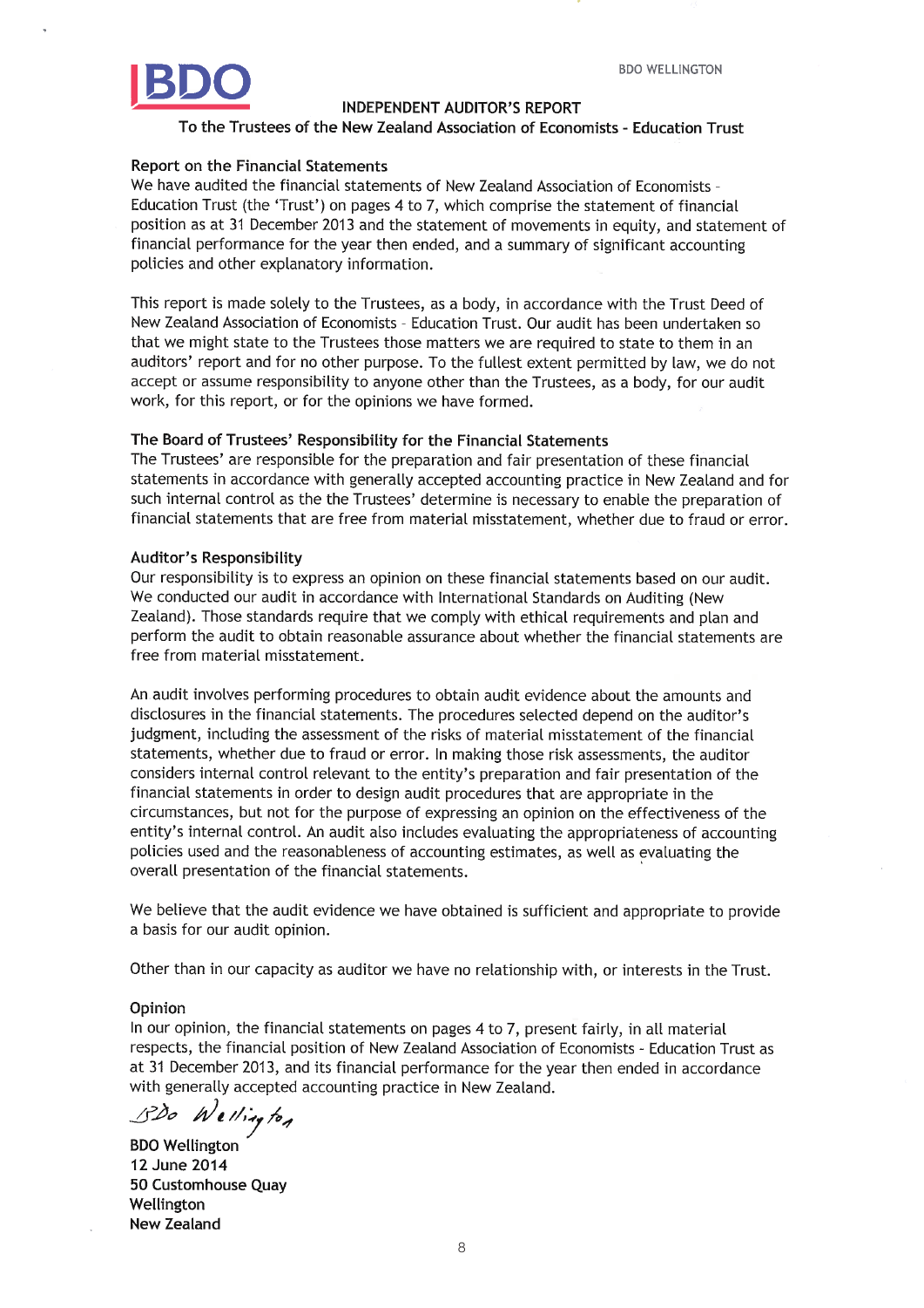BDO WELLINGTON

# INDEPENDENT AUDITOR'S REPORT

## To the Trustees of the New Zealand Association of Economists - Education Trust

### Report on the Financial Statements

We have audited the financial statements of New Zealand Association of Economists - Education Trust (the 'Trust') on pages 4 to 7, which comprise the statement of financial position as at 31 December 2013 and the statement of movements in equity, and statement of financial performance for the year then ended, and a summary of significant accounting policies and other explanatory information.

This report is made solely to the Trustees, as a body, in accordance with the Trust Deed of New Zealand Association of Economists - Education Trust. Our audit has been undertaken so that we might state to the Trustees those matters we are required to state to them in an auditors' report and for no other purpose. To the fullest extent permitted by law, we do not accept or assume responsibility to anyone other than the Trustees, as a body, for our audit work, for this report, or for the opinions we have formed.

### The Board of Trustees' Responsibility for the Financial Statements

The Trustees' are responsible for the preparation and fair presentation of these financial statements in accordance with generally accepted accounting practice in New Zealand and for such internal control as the the Trustees' determine is necessary to enable the preparation of financial statements that are free from material misstatement, whether due to fraud or error.

### Auditor's Responsibility

Our responsibility is to express an opinion on these financial statements based on our audit. We conducted our audit in accordance with International Standards on Auditing (New Zealand). Those standards require that we comply with ethical requirements and plan and perform the audit to obtain reasonable assurance about whether the financial statements are free from material misstatement.

An audit involves performing procedures to obtain audit evidence about the amounts and disclosures in the financial statements. The procedures selected depend on the auditor's judgment, including the assessment of the risks of material misstatement of the financial statements, whether due to fraud or error. In making those risk assessments, the auditor considers internal control relevant to the entity's preparation and fair presentation of the financial statements in order to design audit procedures that are appropriate in the circumstances, but not for the purpose of expressing an opinion on the effectiveness of the entity's internal control. An audit also includes evaluating the appropriateness of accounting policies used and the reasonableness of accounting estimates, as well as evaluating the overall presentation of the financial statements.

We believe that the audit evidence we have obtained is sufficient and appropriate to provide a basis for our audit opinion.

Other than in our capacity as auditor we have no relationship with, or interests in the Trust.

### Opinion

In our opinion, the financial statements on pages 4 to 7, present fairly, in all material respects, the financial position of New Zealand Association of Economists - Education Trust as at 31 December 2013, and its financial performance for the year then ended in accordance with generally accepted accounting practice in New Zealand.

*BDO Wellington*

**BDO Wellington**
**12 June 2014**
**50 Customhouse Quay**
**Wellington**
**New Zealand**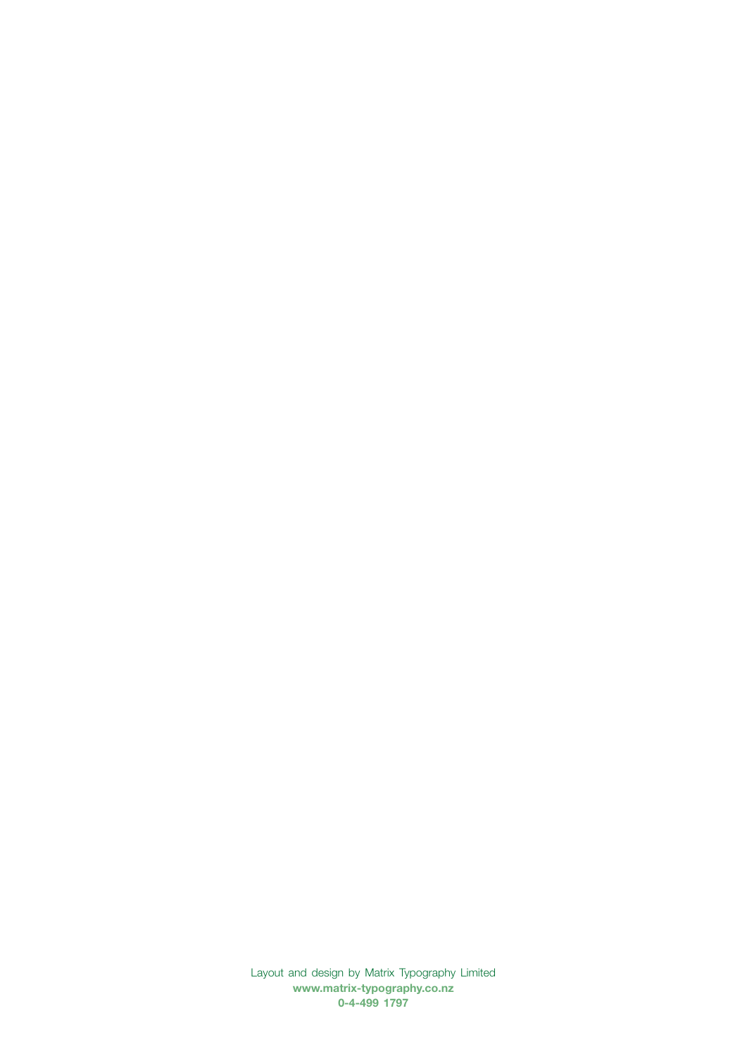Layout and design by Matrix Typography Limited
**www.matrix-typography.co.nz**
**0-4-499 1797**